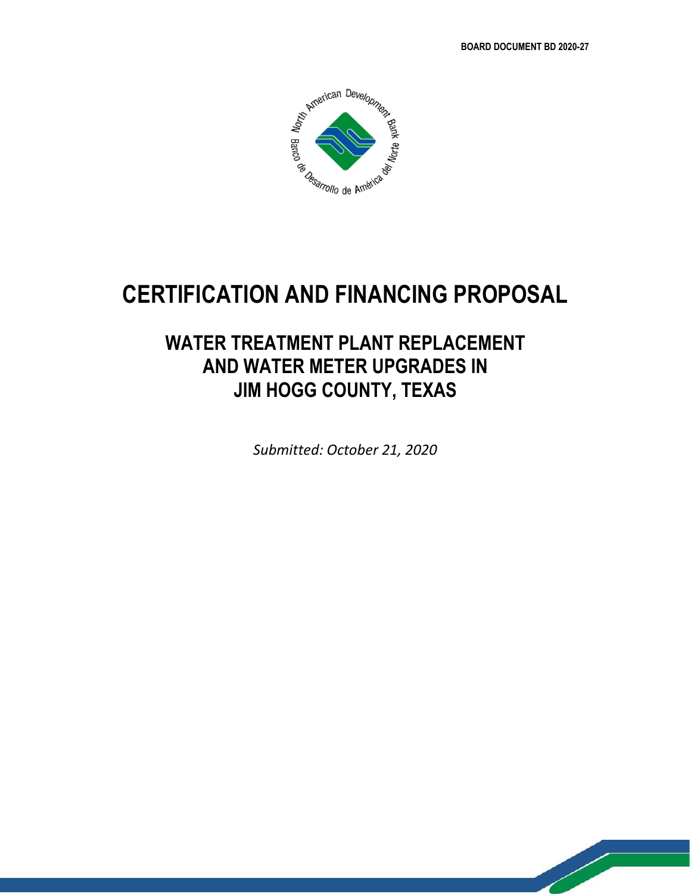**BOARD DOCUMENT BD 2020-27**

# CERTIFICATION AND FINANCING PROPOSAL

## WATER TREATMENT PLANT REPLACEMENT AND WATER METER UPGRADES IN JIM HOGG COUNTY, TEXAS

*Submitted: October 21, 2020*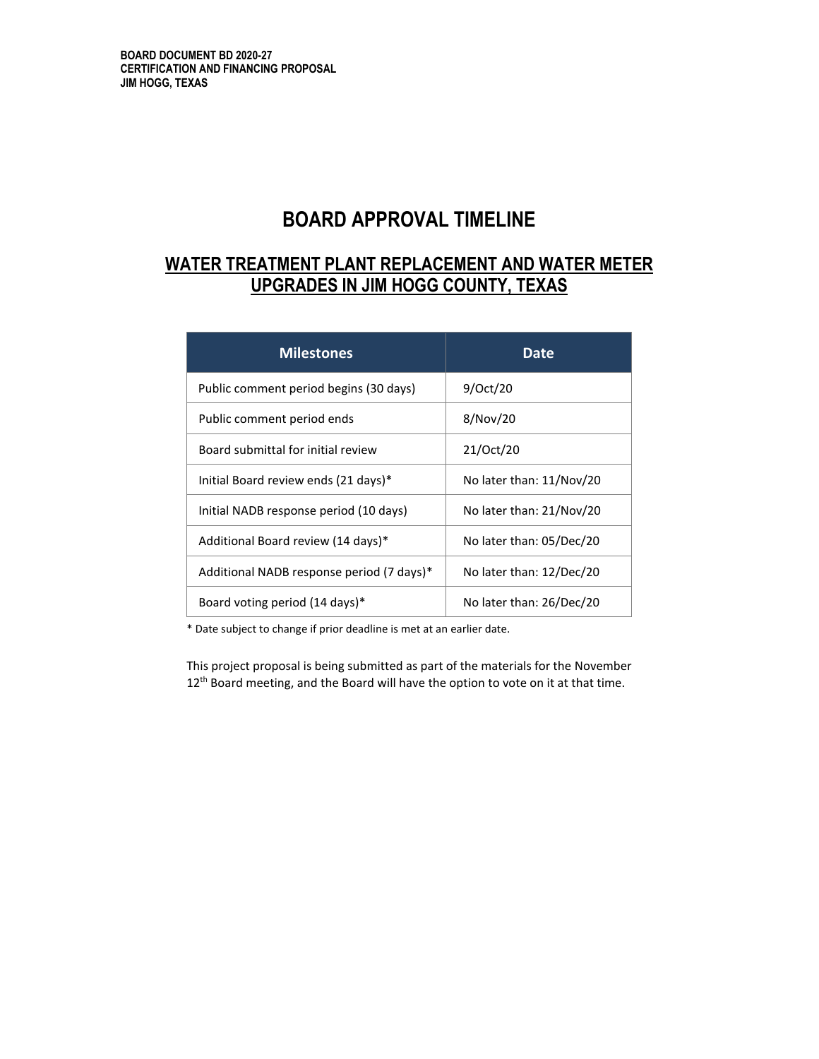# BOARD APPROVAL TIMELINE

## WATER TREATMENT PLANT REPLACEMENT AND WATER METER UPGRADES IN JIM HOGG COUNTY, TEXAS

| Milestones | Date |
| --- | --- |
| Public comment period begins (30 days) | 9/Oct/20 |
| Public comment period ends | 8/Nov/20 |
| Board submittal for initial review | 21/Oct/20 |
| Initial Board review ends (21 days)* | No later than: 11/Nov/20 |
| Initial NADB response period (10 days) | No later than: 21/Nov/20 |
| Additional Board review (14 days)* | No later than: 05/Dec/20 |
| Additional NADB response period (7 days)* | No later than: 12/Dec/20 |
| Board voting period (14 days)* | No later than: 26/Dec/20 |

* Date subject to change if prior deadline is met at an earlier date.

This project proposal is being submitted as part of the materials for the November 12th Board meeting, and the Board will have the option to vote on it at that time.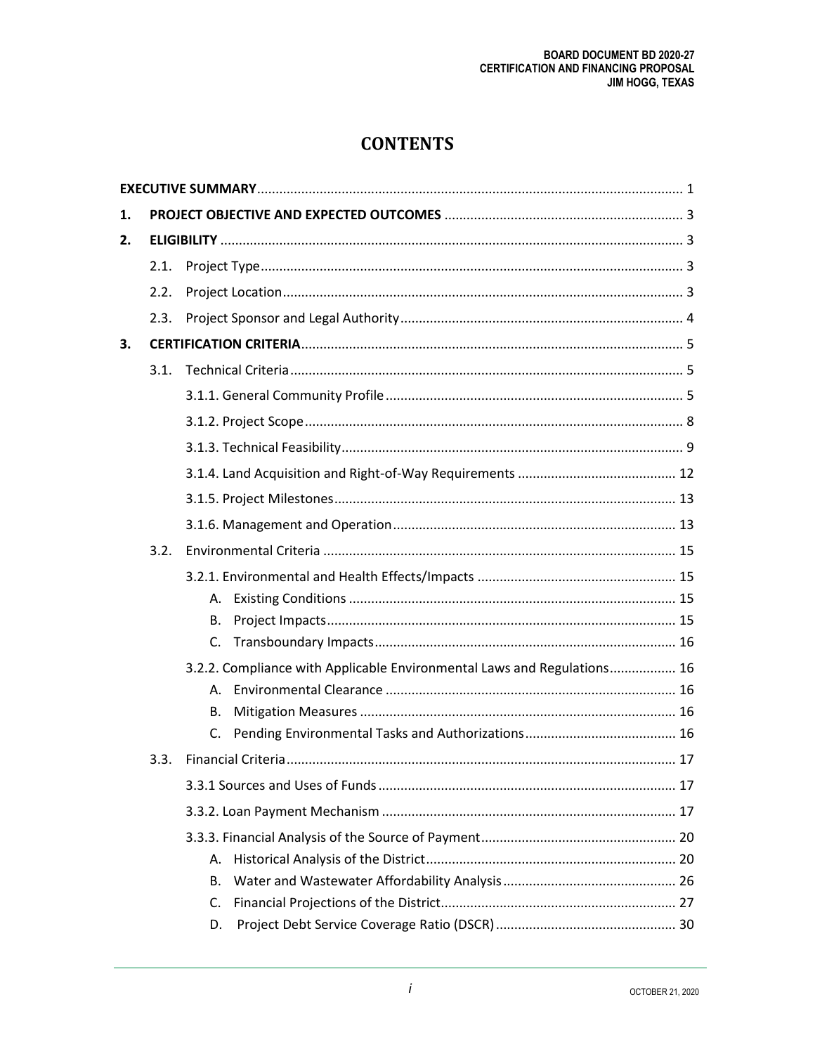# CONTENTS

**EXECUTIVE SUMMARY** .......... 1

**1. PROJECT OBJECTIVE AND EXPECTED OUTCOMES** .......... 3

**2. ELIGIBILITY** .......... 3

- 2.1. Project Type .......... 3
- 2.2. Project Location .......... 3
- 2.3. Project Sponsor and Legal Authority .......... 4

**3. CERTIFICATION CRITERIA** .......... 5

- 3.1. Technical Criteria .......... 5
  - 3.1.1. General Community Profile .......... 5
  - 3.1.2. Project Scope .......... 8
  - 3.1.3. Technical Feasibility .......... 9
  - 3.1.4. Land Acquisition and Right-of-Way Requirements .......... 12
  - 3.1.5. Project Milestones .......... 13
  - 3.1.6. Management and Operation .......... 13
- 3.2. Environmental Criteria .......... 15
  - 3.2.1. Environmental and Health Effects/Impacts .......... 15
    - A. Existing Conditions .......... 15
    - B. Project Impacts .......... 15
    - C. Transboundary Impacts .......... 16
  - 3.2.2. Compliance with Applicable Environmental Laws and Regulations .......... 16
    - A. Environmental Clearance .......... 16
    - B. Mitigation Measures .......... 16
    - C. Pending Environmental Tasks and Authorizations .......... 16
- 3.3. Financial Criteria .......... 17
  - 3.3.1 Sources and Uses of Funds .......... 17
  - 3.3.2. Loan Payment Mechanism .......... 17
  - 3.3.3. Financial Analysis of the Source of Payment .......... 20
    - A. Historical Analysis of the District .......... 20
    - B. Water and Wastewater Affordability Analysis .......... 26
    - C. Financial Projections of the District .......... 27
    - D. Project Debt Service Coverage Ratio (DSCR) .......... 30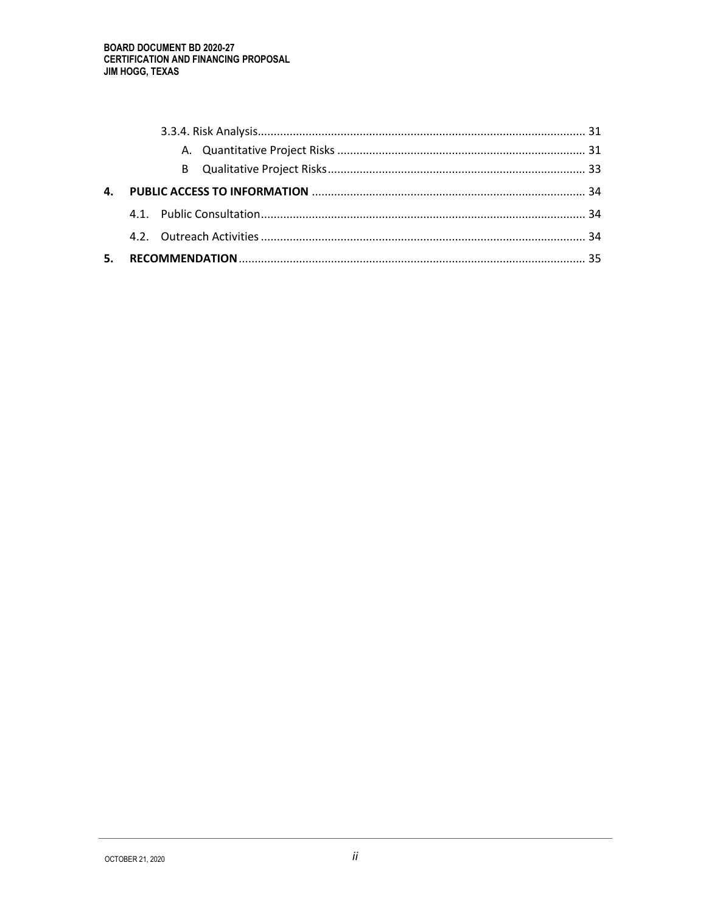3.3.4. Risk Analysis ........................................................................................................ 31

A. Quantitative Project Risks ............................................................................. 31

B Qualitative Project Risks ................................................................................ 33

**4. PUBLIC ACCESS TO INFORMATION** ..................................................................................... 34

4.1. Public Consultation ..................................................................................................... 34

4.2. Outreach Activities ..................................................................................................... 34

**5. RECOMMENDATION** ............................................................................................................ 35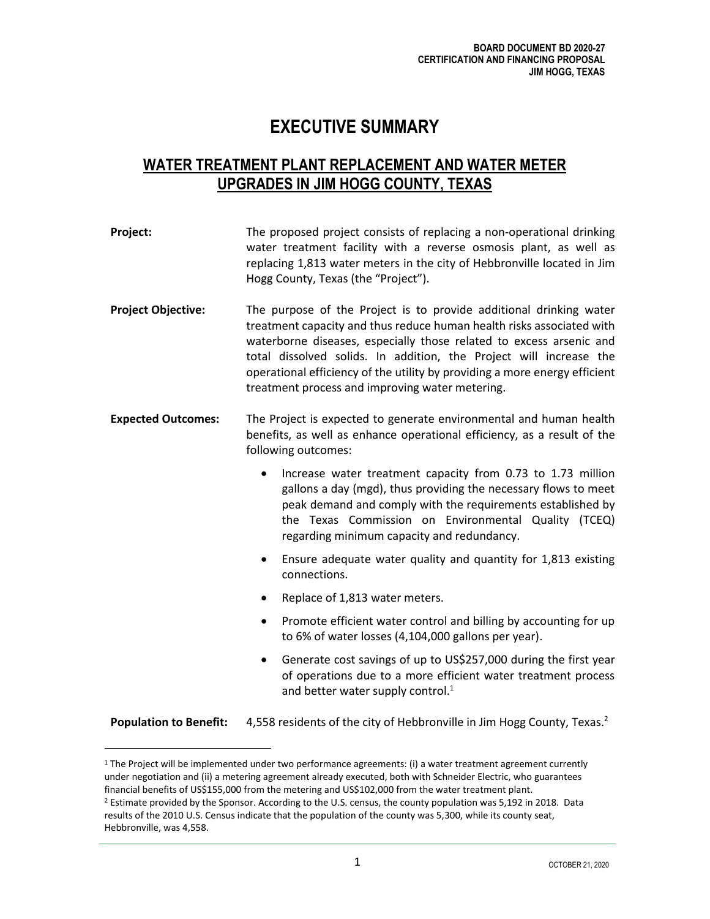# EXECUTIVE SUMMARY

## WATER TREATMENT PLANT REPLACEMENT AND WATER METER UPGRADES IN JIM HOGG COUNTY, TEXAS

**Project:** The proposed project consists of replacing a non-operational drinking water treatment facility with a reverse osmosis plant, as well as replacing 1,813 water meters in the city of Hebbronville located in Jim Hogg County, Texas (the "Project").

**Project Objective:** The purpose of the Project is to provide additional drinking water treatment capacity and thus reduce human health risks associated with waterborne diseases, especially those related to excess arsenic and total dissolved solids. In addition, the Project will increase the operational efficiency of the utility by providing a more energy efficient treatment process and improving water metering.

**Expected Outcomes:** The Project is expected to generate environmental and human health benefits, as well as enhance operational efficiency, as a result of the following outcomes:

- Increase water treatment capacity from 0.73 to 1.73 million gallons a day (mgd), thus providing the necessary flows to meet peak demand and comply with the requirements established by the Texas Commission on Environmental Quality (TCEQ) regarding minimum capacity and redundancy.
- Ensure adequate water quality and quantity for 1,813 existing connections.
- Replace of 1,813 water meters.
- Promote efficient water control and billing by accounting for up to 6% of water losses (4,104,000 gallons per year).
- Generate cost savings of up to US$257,000 during the first year of operations due to a more efficient water treatment process and better water supply control.[1]

**Population to Benefit:** 4,558 residents of the city of Hebbronville in Jim Hogg County, Texas.[2]

---

[1] The Project will be implemented under two performance agreements: (i) a water treatment agreement currently under negotiation and (ii) a metering agreement already executed, both with Schneider Electric, who guarantees financial benefits of US$155,000 from the metering and US$102,000 from the water treatment plant.

[2] Estimate provided by the Sponsor. According to the U.S. census, the county population was 5,192 in 2018. Data results of the 2010 U.S. Census indicate that the population of the county was 5,300, while its county seat, Hebbronville, was 4,558.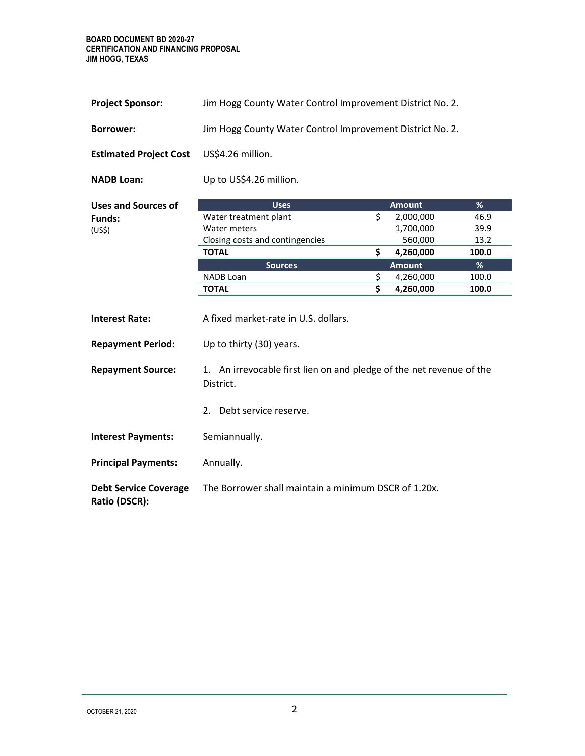**Project Sponsor:** Jim Hogg County Water Control Improvement District No. 2.

**Borrower:** Jim Hogg County Water Control Improvement District No. 2.

**Estimated Project Cost** US$4.26 million.

**NADB Loan:** Up to US$4.26 million.

**Uses and Sources of Funds:** (US$)

| Uses | Amount | % |
|---|---|---|
| Water treatment plant | $ 2,000,000 | 46.9 |
| Water meters | 1,700,000 | 39.9 |
| Closing costs and contingencies | 560,000 | 13.2 |
| **TOTAL** | **$ 4,260,000** | **100.0** |
| **Sources** | **Amount** | **%** |
| NADB Loan | $ 4,260,000 | 100.0 |
| **TOTAL** | **$ 4,260,000** | **100.0** |

**Interest Rate:** A fixed market-rate in U.S. dollars.

**Repayment Period:** Up to thirty (30) years.

**Repayment Source:**

1. An irrevocable first lien on and pledge of the net revenue of the District.
2. Debt service reserve.

**Interest Payments:** Semiannually.

**Principal Payments:** Annually.

**Debt Service Coverage Ratio (DSCR):** The Borrower shall maintain a minimum DSCR of 1.20x.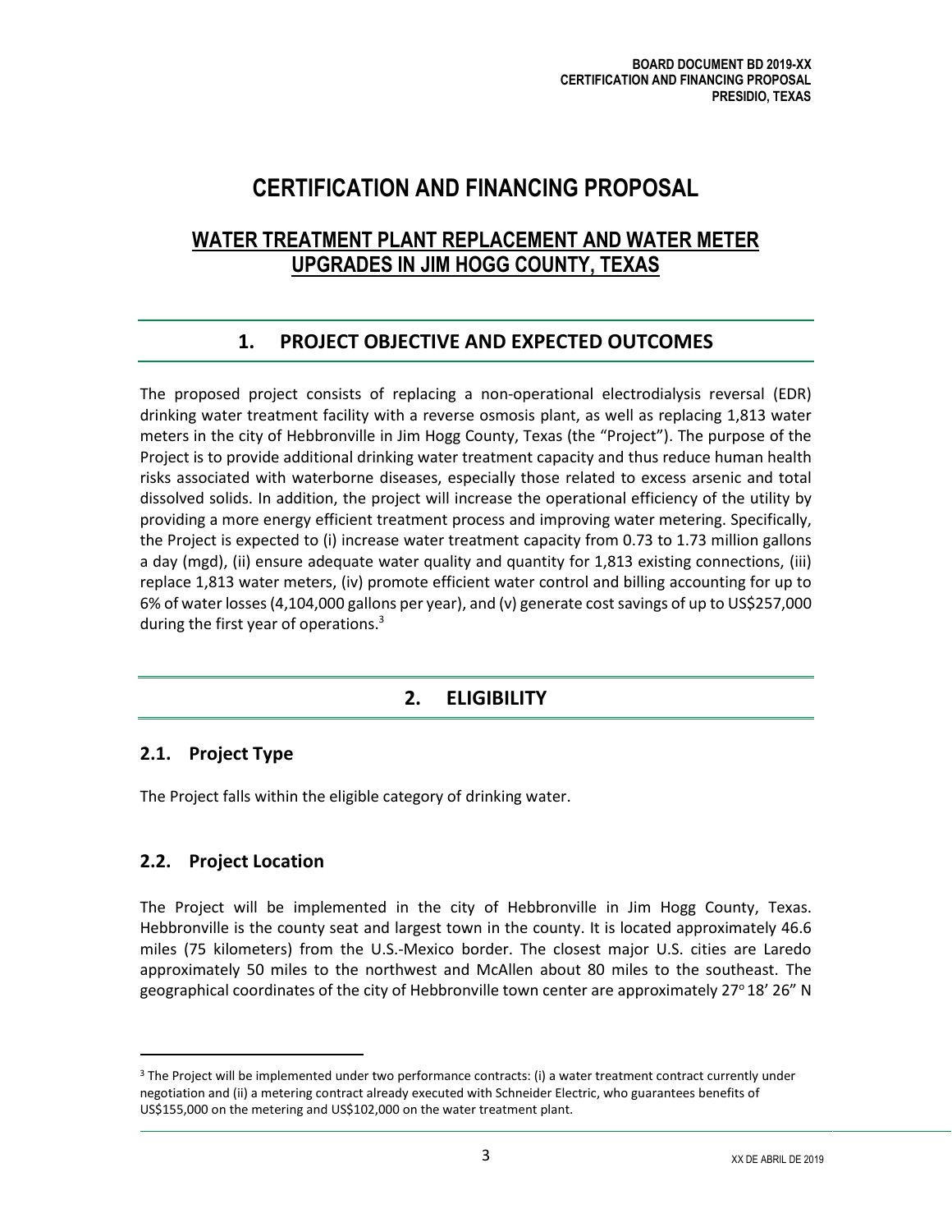# CERTIFICATION AND FINANCING PROPOSAL

## WATER TREATMENT PLANT REPLACEMENT AND WATER METER UPGRADES IN JIM HOGG COUNTY, TEXAS

## 1. PROJECT OBJECTIVE AND EXPECTED OUTCOMES

The proposed project consists of replacing a non-operational electrodialysis reversal (EDR) drinking water treatment facility with a reverse osmosis plant, as well as replacing 1,813 water meters in the city of Hebbronville in Jim Hogg County, Texas (the "Project"). The purpose of the Project is to provide additional drinking water treatment capacity and thus reduce human health risks associated with waterborne diseases, especially those related to excess arsenic and total dissolved solids. In addition, the project will increase the operational efficiency of the utility by providing a more energy efficient treatment process and improving water metering. Specifically, the Project is expected to (i) increase water treatment capacity from 0.73 to 1.73 million gallons a day (mgd), (ii) ensure adequate water quality and quantity for 1,813 existing connections, (iii) replace 1,813 water meters, (iv) promote efficient water control and billing accounting for up to 6% of water losses (4,104,000 gallons per year), and (v) generate cost savings of up to US$257,000 during the first year of operations.[3]

## 2. ELIGIBILITY

### 2.1. Project Type

The Project falls within the eligible category of drinking water.

### 2.2. Project Location

The Project will be implemented in the city of Hebbronville in Jim Hogg County, Texas. Hebbronville is the county seat and largest town in the county. It is located approximately 46.6 miles (75 kilometers) from the U.S.-Mexico border. The closest major U.S. cities are Laredo approximately 50 miles to the northwest and McAllen about 80 miles to the southeast. The geographical coordinates of the city of Hebbronville town center are approximately 27° 18' 26" N

[3] The Project will be implemented under two performance contracts: (i) a water treatment contract currently under negotiation and (ii) a metering contract already executed with Schneider Electric, who guarantees benefits of US$155,000 on the metering and US$102,000 on the water treatment plant.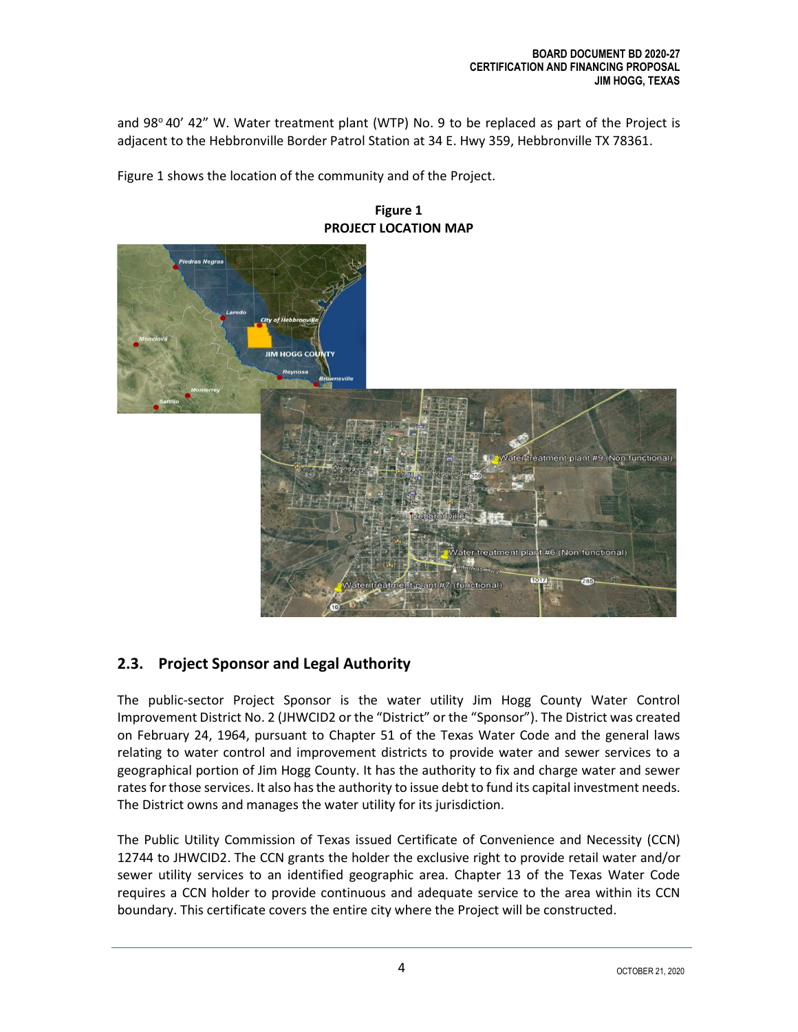and 98° 40' 42" W. Water treatment plant (WTP) No. 9 to be replaced as part of the Project is adjacent to the Hebbronville Border Patrol Station at 34 E. Hwy 359, Hebbronville TX 78361.

Figure 1 shows the location of the community and of the Project.

**Figure 1**
**PROJECT LOCATION MAP**

## 2.3. Project Sponsor and Legal Authority

The public-sector Project Sponsor is the water utility Jim Hogg County Water Control Improvement District No. 2 (JHWCID2 or the "District" or the "Sponsor"). The District was created on February 24, 1964, pursuant to Chapter 51 of the Texas Water Code and the general laws relating to water control and improvement districts to provide water and sewer services to a geographical portion of Jim Hogg County. It has the authority to fix and charge water and sewer rates for those services. It also has the authority to issue debt to fund its capital investment needs. The District owns and manages the water utility for its jurisdiction.

The Public Utility Commission of Texas issued Certificate of Convenience and Necessity (CCN) 12744 to JHWCID2. The CCN grants the holder the exclusive right to provide retail water and/or sewer utility services to an identified geographic area. Chapter 13 of the Texas Water Code requires a CCN holder to provide continuous and adequate service to the area within its CCN boundary. This certificate covers the entire city where the Project will be constructed.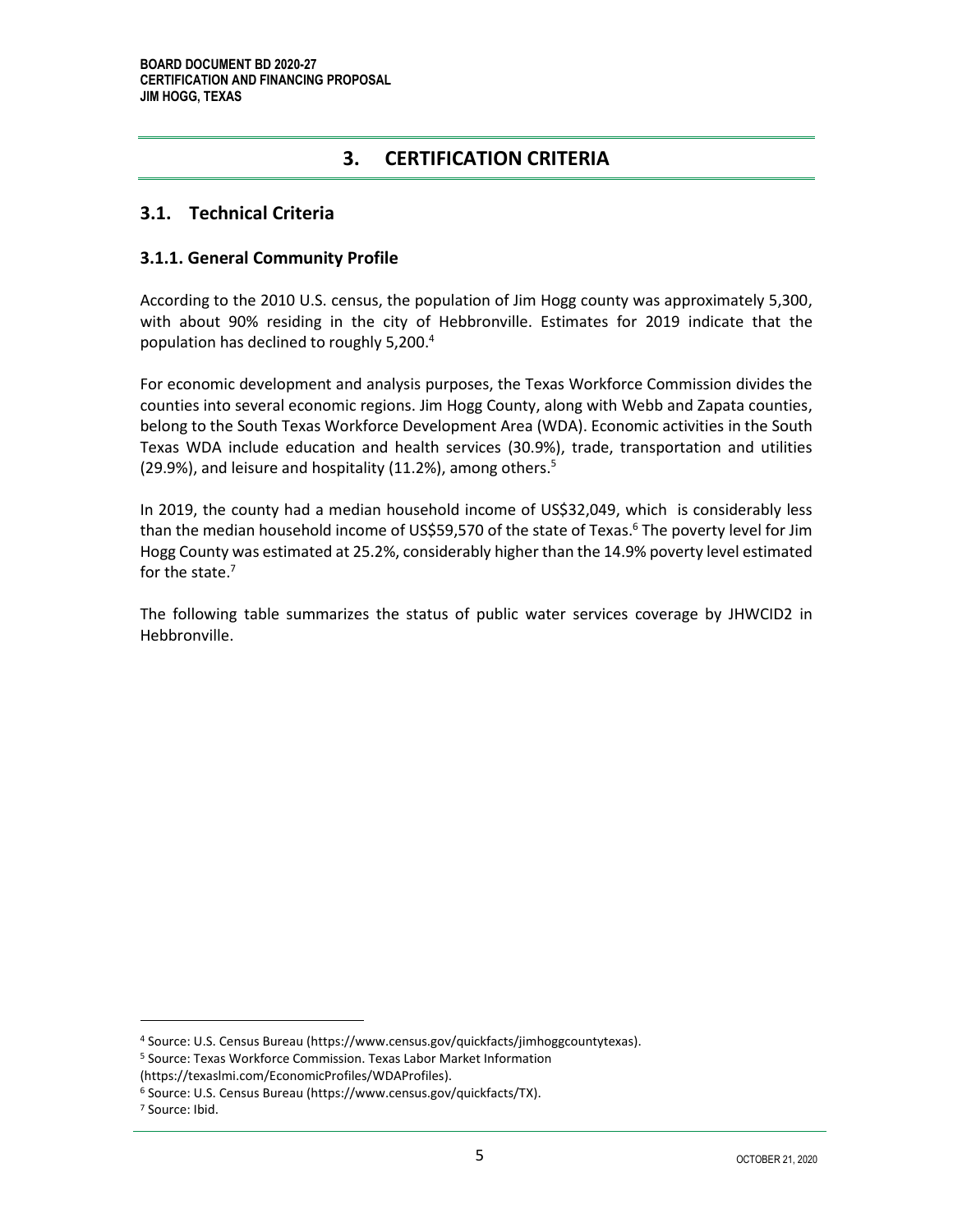# 3. CERTIFICATION CRITERIA

## 3.1. Technical Criteria

### 3.1.1. General Community Profile

According to the 2010 U.S. census, the population of Jim Hogg county was approximately 5,300, with about 90% residing in the city of Hebbronville. Estimates for 2019 indicate that the population has declined to roughly 5,200.[4]

For economic development and analysis purposes, the Texas Workforce Commission divides the counties into several economic regions. Jim Hogg County, along with Webb and Zapata counties, belong to the South Texas Workforce Development Area (WDA). Economic activities in the South Texas WDA include education and health services (30.9%), trade, transportation and utilities (29.9%), and leisure and hospitality (11.2%), among others.[5]

In 2019, the county had a median household income of US$32,049, which is considerably less than the median household income of US$59,570 of the state of Texas.[6] The poverty level for Jim Hogg County was estimated at 25.2%, considerably higher than the 14.9% poverty level estimated for the state.[7]

The following table summarizes the status of public water services coverage by JHWCID2 in Hebbronville.

---

[4] Source: U.S. Census Bureau (https://www.census.gov/quickfacts/jimhoggcountytexas).

[5] Source: Texas Workforce Commission. Texas Labor Market Information (https://texaslmi.com/EconomicProfiles/WDAProfiles).

[6] Source: U.S. Census Bureau (https://www.census.gov/quickfacts/TX).

[7] Source: Ibid.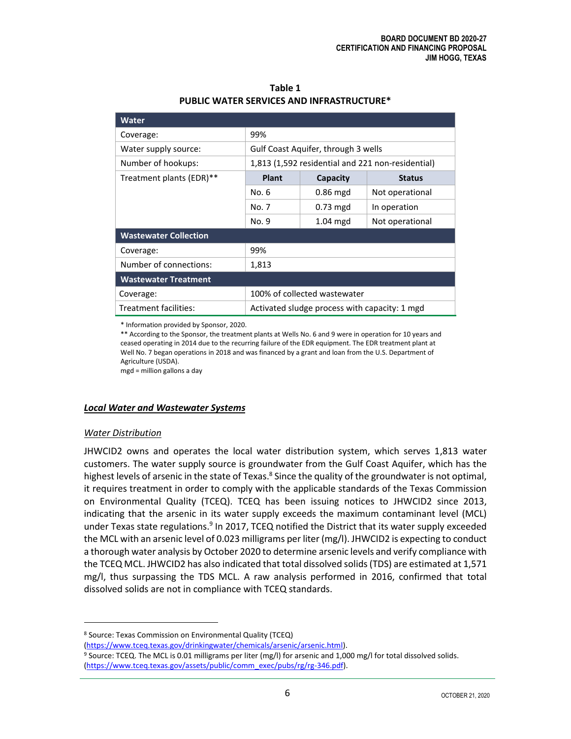**Table 1**
**PUBLIC WATER SERVICES AND INFRASTRUCTURE***

| Water | | | |
|---|---|---|---|
| Coverage: | 99% | | |
| Water supply source: | Gulf Coast Aquifer, through 3 wells | | |
| Number of hookups: | 1,813 (1,592 residential and 221 non-residential) | | |
| Treatment plants (EDR)** | **Plant** | **Capacity** | **Status** |
| | No. 6 | 0.86 mgd | Not operational |
| | No. 7 | 0.73 mgd | In operation |
| | No. 9 | 1.04 mgd | Not operational |
| **Wastewater Collection** | | | |
| Coverage: | 99% | | |
| Number of connections: | 1,813 | | |
| **Wastewater Treatment** | | | |
| Coverage: | 100% of collected wastewater | | |
| Treatment facilities: | Activated sludge process with capacity: 1 mgd | | |

\* Information provided by Sponsor, 2020.
\** According to the Sponsor, the treatment plants at Wells No. 6 and 9 were in operation for 10 years and ceased operating in 2014 due to the recurring failure of the EDR equipment. The EDR treatment plant at Well No. 7 began operations in 2018 and was financed by a grant and loan from the U.S. Department of Agriculture (USDA).
mgd = million gallons a day

### ***Local Water and Wastewater Systems***

*Water Distribution*

JHWCID2 owns and operates the local water distribution system, which serves 1,813 water customers. The water supply source is groundwater from the Gulf Coast Aquifer, which has the highest levels of arsenic in the state of Texas.[8] Since the quality of the groundwater is not optimal, it requires treatment in order to comply with the applicable standards of the Texas Commission on Environmental Quality (TCEQ). TCEQ has been issuing notices to JHWCID2 since 2013, indicating that the arsenic in its water supply exceeds the maximum contaminant level (MCL) under Texas state regulations.[9] In 2017, TCEQ notified the District that its water supply exceeded the MCL with an arsenic level of 0.023 milligrams per liter (mg/l). JHWCID2 is expecting to conduct a thorough water analysis by October 2020 to determine arsenic levels and verify compliance with the TCEQ MCL. JHWCID2 has also indicated that total dissolved solids (TDS) are estimated at 1,571 mg/l, thus surpassing the TDS MCL. A raw analysis performed in 2016, confirmed that total dissolved solids are not in compliance with TCEQ standards.

---

[8] Source: Texas Commission on Environmental Quality (TCEQ) (https://www.tceq.texas.gov/drinkingwater/chemicals/arsenic/arsenic.html).

[9] Source: TCEQ. The MCL is 0.01 milligrams per liter (mg/l) for arsenic and 1,000 mg/l for total dissolved solids. (https://www.tceq.texas.gov/assets/public/comm_exec/pubs/rg/rg-346.pdf).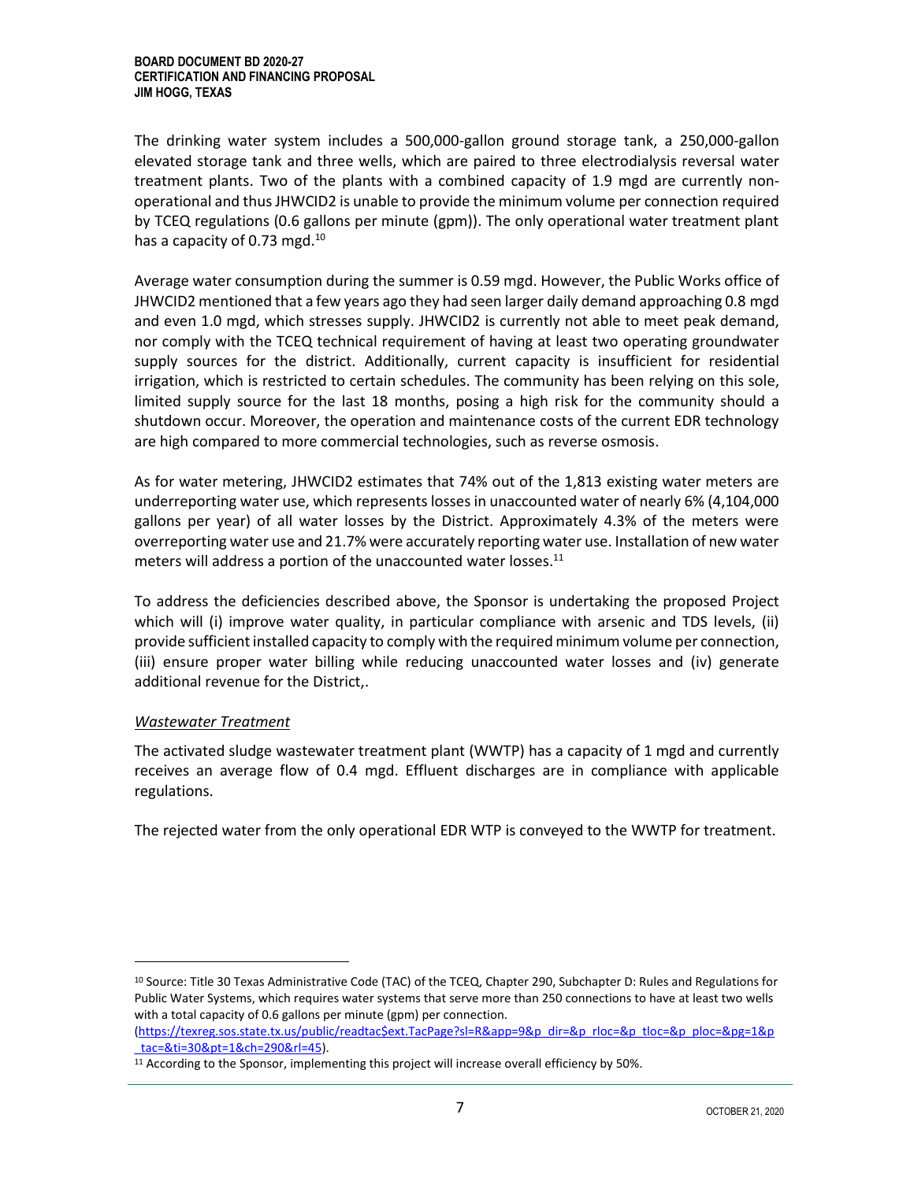The drinking water system includes a 500,000-gallon ground storage tank, a 250,000-gallon elevated storage tank and three wells, which are paired to three electrodialysis reversal water treatment plants. Two of the plants with a combined capacity of 1.9 mgd are currently non-operational and thus JHWCID2 is unable to provide the minimum volume per connection required by TCEQ regulations (0.6 gallons per minute (gpm)). The only operational water treatment plant has a capacity of 0.73 mgd.[10]

Average water consumption during the summer is 0.59 mgd. However, the Public Works office of JHWCID2 mentioned that a few years ago they had seen larger daily demand approaching 0.8 mgd and even 1.0 mgd, which stresses supply. JHWCID2 is currently not able to meet peak demand, nor comply with the TCEQ technical requirement of having at least two operating groundwater supply sources for the district. Additionally, current capacity is insufficient for residential irrigation, which is restricted to certain schedules. The community has been relying on this sole, limited supply source for the last 18 months, posing a high risk for the community should a shutdown occur. Moreover, the operation and maintenance costs of the current EDR technology are high compared to more commercial technologies, such as reverse osmosis.

As for water metering, JHWCID2 estimates that 74% out of the 1,813 existing water meters are underreporting water use, which represents losses in unaccounted water of nearly 6% (4,104,000 gallons per year) of all water losses by the District. Approximately 4.3% of the meters were overreporting water use and 21.7% were accurately reporting water use. Installation of new water meters will address a portion of the unaccounted water losses.[11]

To address the deficiencies described above, the Sponsor is undertaking the proposed Project which will (i) improve water quality, in particular compliance with arsenic and TDS levels, (ii) provide sufficient installed capacity to comply with the required minimum volume per connection, (iii) ensure proper water billing while reducing unaccounted water losses and (iv) generate additional revenue for the District,.

*Wastewater Treatment*

The activated sludge wastewater treatment plant (WWTP) has a capacity of 1 mgd and currently receives an average flow of 0.4 mgd. Effluent discharges are in compliance with applicable regulations.

The rejected water from the only operational EDR WTP is conveyed to the WWTP for treatment.

---

[10] Source: Title 30 Texas Administrative Code (TAC) of the TCEQ, Chapter 290, Subchapter D: Rules and Regulations for Public Water Systems, which requires water systems that serve more than 250 connections to have at least two wells with a total capacity of 0.6 gallons per minute (gpm) per connection. (https://texreg.sos.state.tx.us/public/readtac$ext.TacPage?sl=R&app=9&p_dir=&p_rloc=&p_tloc=&p_ploc=&pg=1&p_tac=&ti=30&pt=1&ch=290&rl=45).

[11] According to the Sponsor, implementing this project will increase overall efficiency by 50%.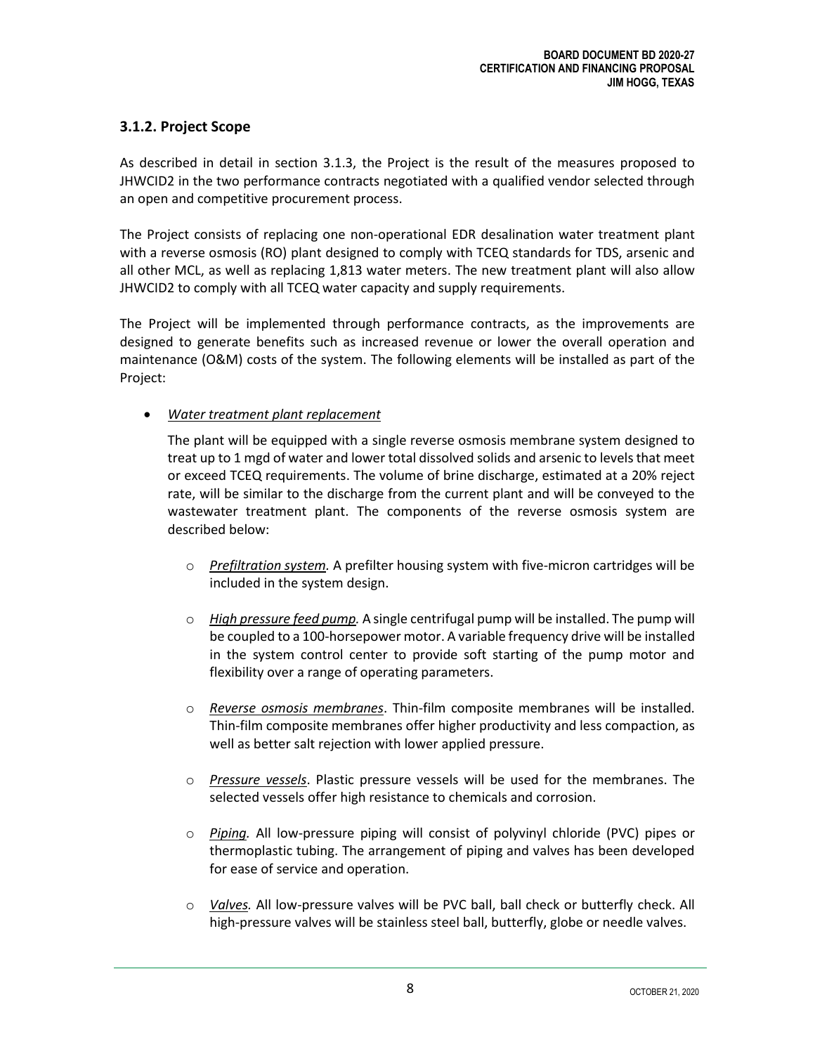### 3.1.2. Project Scope

As described in detail in section 3.1.3, the Project is the result of the measures proposed to JHWCID2 in the two performance contracts negotiated with a qualified vendor selected through an open and competitive procurement process.

The Project consists of replacing one non-operational EDR desalination water treatment plant with a reverse osmosis (RO) plant designed to comply with TCEQ standards for TDS, arsenic and all other MCL, as well as replacing 1,813 water meters. The new treatment plant will also allow JHWCID2 to comply with all TCEQ water capacity and supply requirements.

The Project will be implemented through performance contracts, as the improvements are designed to generate benefits such as increased revenue or lower the overall operation and maintenance (O&M) costs of the system. The following elements will be installed as part of the Project:

- *Water treatment plant replacement*

  The plant will be equipped with a single reverse osmosis membrane system designed to treat up to 1 mgd of water and lower total dissolved solids and arsenic to levels that meet or exceed TCEQ requirements. The volume of brine discharge, estimated at a 20% reject rate, will be similar to the discharge from the current plant and will be conveyed to the wastewater treatment plant. The components of the reverse osmosis system are described below:

  - *Prefiltration system.* A prefilter housing system with five-micron cartridges will be included in the system design.
  - *High pressure feed pump.* A single centrifugal pump will be installed. The pump will be coupled to a 100-horsepower motor. A variable frequency drive will be installed in the system control center to provide soft starting of the pump motor and flexibility over a range of operating parameters.
  - *Reverse osmosis membranes*. Thin-film composite membranes will be installed. Thin-film composite membranes offer higher productivity and less compaction, as well as better salt rejection with lower applied pressure.
  - *Pressure vessels*. Plastic pressure vessels will be used for the membranes. The selected vessels offer high resistance to chemicals and corrosion.
  - *Piping.* All low-pressure piping will consist of polyvinyl chloride (PVC) pipes or thermoplastic tubing. The arrangement of piping and valves has been developed for ease of service and operation.
  - *Valves.* All low-pressure valves will be PVC ball, ball check or butterfly check. All high-pressure valves will be stainless steel ball, butterfly, globe or needle valves.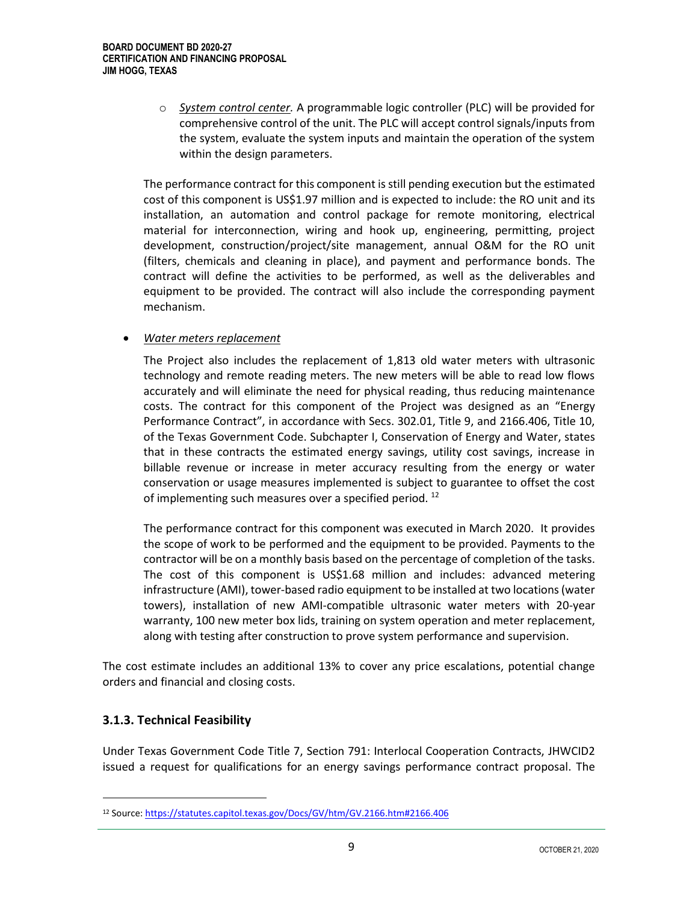- *System control center.* A programmable logic controller (PLC) will be provided for comprehensive control of the unit. The PLC will accept control signals/inputs from the system, evaluate the system inputs and maintain the operation of the system within the design parameters.

  The performance contract for this component is still pending execution but the estimated cost of this component is US$1.97 million and is expected to include: the RO unit and its installation, an automation and control package for remote monitoring, electrical material for interconnection, wiring and hook up, engineering, permitting, project development, construction/project/site management, annual O&M for the RO unit (filters, chemicals and cleaning in place), and payment and performance bonds. The contract will define the activities to be performed, as well as the deliverables and equipment to be provided. The contract will also include the corresponding payment mechanism.

- *Water meters replacement*

  The Project also includes the replacement of 1,813 old water meters with ultrasonic technology and remote reading meters. The new meters will be able to read low flows accurately and will eliminate the need for physical reading, thus reducing maintenance costs. The contract for this component of the Project was designed as an "Energy Performance Contract", in accordance with Secs. 302.01, Title 9, and 2166.406, Title 10, of the Texas Government Code. Subchapter I, Conservation of Energy and Water, states that in these contracts the estimated energy savings, utility cost savings, increase in billable revenue or increase in meter accuracy resulting from the energy or water conservation or usage measures implemented is subject to guarantee to offset the cost of implementing such measures over a specified period. [12]

  The performance contract for this component was executed in March 2020. It provides the scope of work to be performed and the equipment to be provided. Payments to the contractor will be on a monthly basis based on the percentage of completion of the tasks. The cost of this component is US$1.68 million and includes: advanced metering infrastructure (AMI), tower-based radio equipment to be installed at two locations (water towers), installation of new AMI-compatible ultrasonic water meters with 20-year warranty, 100 new meter box lids, training on system operation and meter replacement, along with testing after construction to prove system performance and supervision.

The cost estimate includes an additional 13% to cover any price escalations, potential change orders and financial and closing costs.

### 3.1.3. Technical Feasibility

Under Texas Government Code Title 7, Section 791: Interlocal Cooperation Contracts, JHWCID2 issued a request for qualifications for an energy savings performance contract proposal. The

---

[12] Source: https://statutes.capitol.texas.gov/Docs/GV/htm/GV.2166.htm#2166.406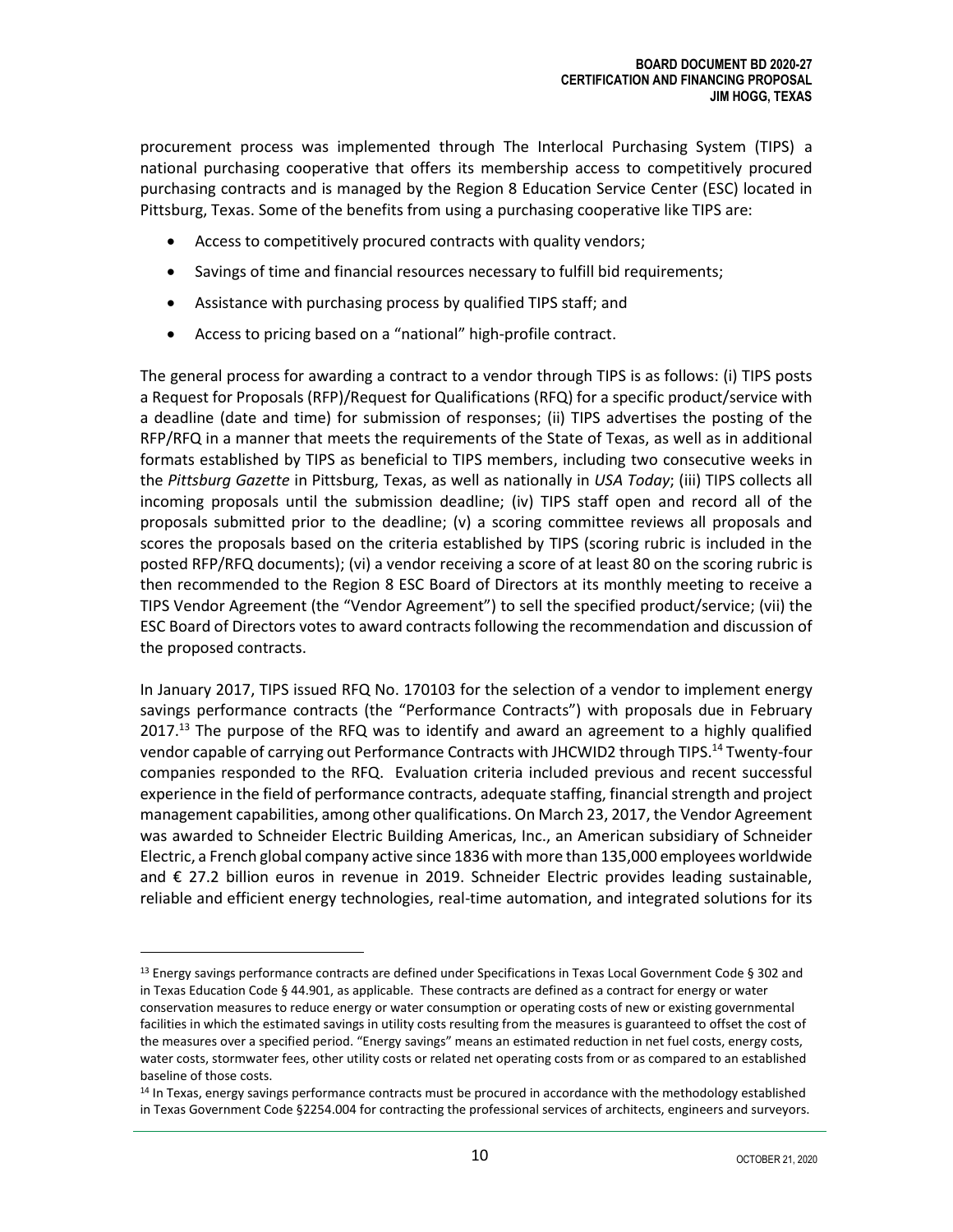procurement process was implemented through The Interlocal Purchasing System (TIPS) a national purchasing cooperative that offers its membership access to competitively procured purchasing contracts and is managed by the Region 8 Education Service Center (ESC) located in Pittsburg, Texas. Some of the benefits from using a purchasing cooperative like TIPS are:

- Access to competitively procured contracts with quality vendors;
- Savings of time and financial resources necessary to fulfill bid requirements;
- Assistance with purchasing process by qualified TIPS staff; and
- Access to pricing based on a "national" high-profile contract.

The general process for awarding a contract to a vendor through TIPS is as follows: (i) TIPS posts a Request for Proposals (RFP)/Request for Qualifications (RFQ) for a specific product/service with a deadline (date and time) for submission of responses; (ii) TIPS advertises the posting of the RFP/RFQ in a manner that meets the requirements of the State of Texas, as well as in additional formats established by TIPS as beneficial to TIPS members, including two consecutive weeks in the *Pittsburg Gazette* in Pittsburg, Texas, as well as nationally in *USA Today*; (iii) TIPS collects all incoming proposals until the submission deadline; (iv) TIPS staff open and record all of the proposals submitted prior to the deadline; (v) a scoring committee reviews all proposals and scores the proposals based on the criteria established by TIPS (scoring rubric is included in the posted RFP/RFQ documents); (vi) a vendor receiving a score of at least 80 on the scoring rubric is then recommended to the Region 8 ESC Board of Directors at its monthly meeting to receive a TIPS Vendor Agreement (the "Vendor Agreement") to sell the specified product/service; (vii) the ESC Board of Directors votes to award contracts following the recommendation and discussion of the proposed contracts.

In January 2017, TIPS issued RFQ No. 170103 for the selection of a vendor to implement energy savings performance contracts (the "Performance Contracts") with proposals due in February 2017.[13] The purpose of the RFQ was to identify and award an agreement to a highly qualified vendor capable of carrying out Performance Contracts with JHCWID2 through TIPS.[14] Twenty-four companies responded to the RFQ. Evaluation criteria included previous and recent successful experience in the field of performance contracts, adequate staffing, financial strength and project management capabilities, among other qualifications. On March 23, 2017, the Vendor Agreement was awarded to Schneider Electric Building Americas, Inc., an American subsidiary of Schneider Electric, a French global company active since 1836 with more than 135,000 employees worldwide and € 27.2 billion euros in revenue in 2019. Schneider Electric provides leading sustainable, reliable and efficient energy technologies, real-time automation, and integrated solutions for its

---

[13] Energy savings performance contracts are defined under Specifications in Texas Local Government Code § 302 and in Texas Education Code § 44.901, as applicable. These contracts are defined as a contract for energy or water conservation measures to reduce energy or water consumption or operating costs of new or existing governmental facilities in which the estimated savings in utility costs resulting from the measures is guaranteed to offset the cost of the measures over a specified period. "Energy savings" means an estimated reduction in net fuel costs, energy costs, water costs, stormwater fees, other utility costs or related net operating costs from or as compared to an established baseline of those costs.

[14] In Texas, energy savings performance contracts must be procured in accordance with the methodology established in Texas Government Code §2254.004 for contracting the professional services of architects, engineers and surveyors.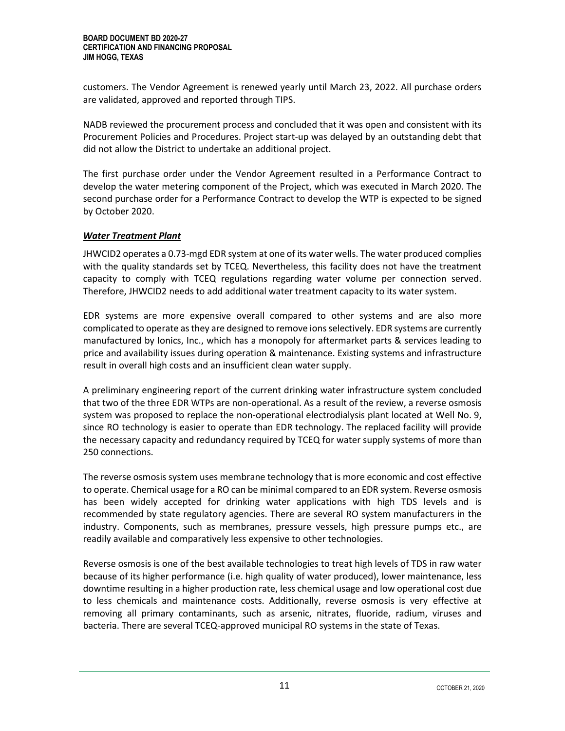customers. The Vendor Agreement is renewed yearly until March 23, 2022. All purchase orders are validated, approved and reported through TIPS.

NADB reviewed the procurement process and concluded that it was open and consistent with its Procurement Policies and Procedures. Project start-up was delayed by an outstanding debt that did not allow the District to undertake an additional project.

The first purchase order under the Vendor Agreement resulted in a Performance Contract to develop the water metering component of the Project, which was executed in March 2020. The second purchase order for a Performance Contract to develop the WTP is expected to be signed by October 2020.

***Water Treatment Plant***

JHWCID2 operates a 0.73-mgd EDR system at one of its water wells. The water produced complies with the quality standards set by TCEQ. Nevertheless, this facility does not have the treatment capacity to comply with TCEQ regulations regarding water volume per connection served. Therefore, JHWCID2 needs to add additional water treatment capacity to its water system.

EDR systems are more expensive overall compared to other systems and are also more complicated to operate as they are designed to remove ions selectively. EDR systems are currently manufactured by Ionics, Inc., which has a monopoly for aftermarket parts & services leading to price and availability issues during operation & maintenance. Existing systems and infrastructure result in overall high costs and an insufficient clean water supply.

A preliminary engineering report of the current drinking water infrastructure system concluded that two of the three EDR WTPs are non-operational. As a result of the review, a reverse osmosis system was proposed to replace the non-operational electrodialysis plant located at Well No. 9, since RO technology is easier to operate than EDR technology. The replaced facility will provide the necessary capacity and redundancy required by TCEQ for water supply systems of more than 250 connections.

The reverse osmosis system uses membrane technology that is more economic and cost effective to operate. Chemical usage for a RO can be minimal compared to an EDR system. Reverse osmosis has been widely accepted for drinking water applications with high TDS levels and is recommended by state regulatory agencies. There are several RO system manufacturers in the industry. Components, such as membranes, pressure vessels, high pressure pumps etc., are readily available and comparatively less expensive to other technologies.

Reverse osmosis is one of the best available technologies to treat high levels of TDS in raw water because of its higher performance (i.e. high quality of water produced), lower maintenance, less downtime resulting in a higher production rate, less chemical usage and low operational cost due to less chemicals and maintenance costs. Additionally, reverse osmosis is very effective at removing all primary contaminants, such as arsenic, nitrates, fluoride, radium, viruses and bacteria. There are several TCEQ-approved municipal RO systems in the state of Texas.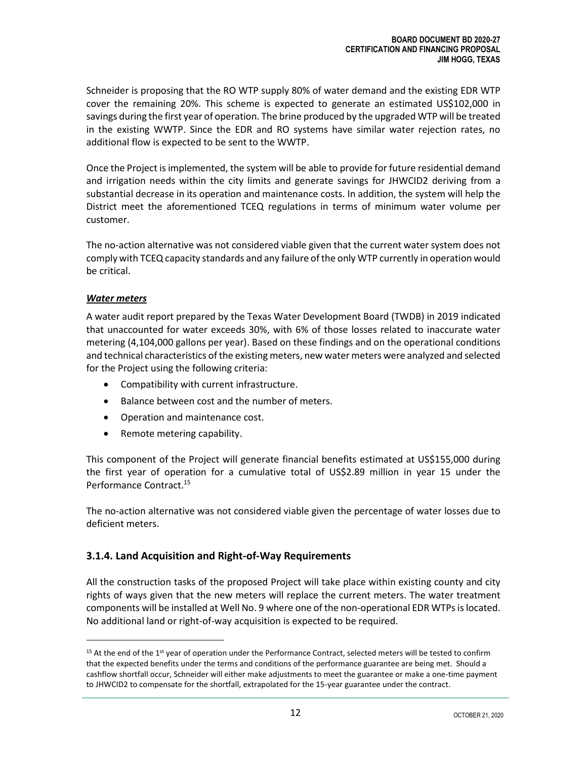Schneider is proposing that the RO WTP supply 80% of water demand and the existing EDR WTP cover the remaining 20%. This scheme is expected to generate an estimated US$102,000 in savings during the first year of operation. The brine produced by the upgraded WTP will be treated in the existing WWTP. Since the EDR and RO systems have similar water rejection rates, no additional flow is expected to be sent to the WWTP.

Once the Project is implemented, the system will be able to provide for future residential demand and irrigation needs within the city limits and generate savings for JHWCID2 deriving from a substantial decrease in its operation and maintenance costs. In addition, the system will help the District meet the aforementioned TCEQ regulations in terms of minimum water volume per customer.

The no-action alternative was not considered viable given that the current water system does not comply with TCEQ capacity standards and any failure of the only WTP currently in operation would be critical.

***Water meters***

A water audit report prepared by the Texas Water Development Board (TWDB) in 2019 indicated that unaccounted for water exceeds 30%, with 6% of those losses related to inaccurate water metering (4,104,000 gallons per year). Based on these findings and on the operational conditions and technical characteristics of the existing meters, new water meters were analyzed and selected for the Project using the following criteria:

- Compatibility with current infrastructure.
- Balance between cost and the number of meters.
- Operation and maintenance cost.
- Remote metering capability.

This component of the Project will generate financial benefits estimated at US$155,000 during the first year of operation for a cumulative total of US$2.89 million in year 15 under the Performance Contract.[15]

The no-action alternative was not considered viable given the percentage of water losses due to deficient meters.

### 3.1.4. Land Acquisition and Right-of-Way Requirements

All the construction tasks of the proposed Project will take place within existing county and city rights of ways given that the new meters will replace the current meters. The water treatment components will be installed at Well No. 9 where one of the non-operational EDR WTPs is located. No additional land or right-of-way acquisition is expected to be required.

[15] At the end of the 1st year of operation under the Performance Contract, selected meters will be tested to confirm that the expected benefits under the terms and conditions of the performance guarantee are being met. Should a cashflow shortfall occur, Schneider will either make adjustments to meet the guarantee or make a one-time payment to JHWCID2 to compensate for the shortfall, extrapolated for the 15-year guarantee under the contract.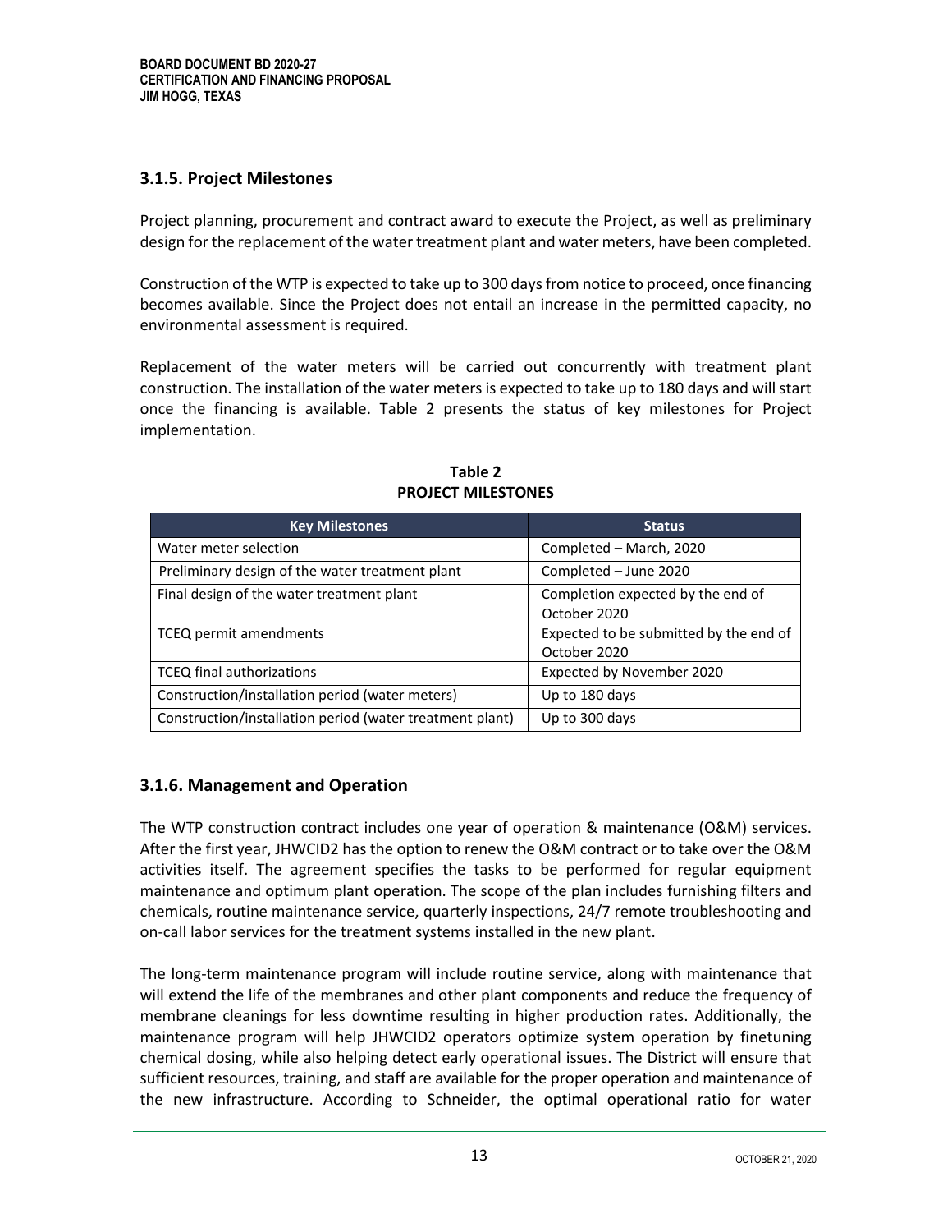### 3.1.5. Project Milestones

Project planning, procurement and contract award to execute the Project, as well as preliminary design for the replacement of the water treatment plant and water meters, have been completed.

Construction of the WTP is expected to take up to 300 days from notice to proceed, once financing becomes available. Since the Project does not entail an increase in the permitted capacity, no environmental assessment is required.

Replacement of the water meters will be carried out concurrently with treatment plant construction. The installation of the water meters is expected to take up to 180 days and will start once the financing is available. Table 2 presents the status of key milestones for Project implementation.

**Table 2**
**PROJECT MILESTONES**

| Key Milestones | Status |
|---|---|
| Water meter selection | Completed – March, 2020 |
| Preliminary design of the water treatment plant | Completed – June 2020 |
| Final design of the water treatment plant | Completion expected by the end of October 2020 |
| TCEQ permit amendments | Expected to be submitted by the end of October 2020 |
| TCEQ final authorizations | Expected by November 2020 |
| Construction/installation period (water meters) | Up to 180 days |
| Construction/installation period (water treatment plant) | Up to 300 days |

### 3.1.6. Management and Operation

The WTP construction contract includes one year of operation & maintenance (O&M) services. After the first year, JHWCID2 has the option to renew the O&M contract or to take over the O&M activities itself. The agreement specifies the tasks to be performed for regular equipment maintenance and optimum plant operation. The scope of the plan includes furnishing filters and chemicals, routine maintenance service, quarterly inspections, 24/7 remote troubleshooting and on-call labor services for the treatment systems installed in the new plant.

The long-term maintenance program will include routine service, along with maintenance that will extend the life of the membranes and other plant components and reduce the frequency of membrane cleanings for less downtime resulting in higher production rates. Additionally, the maintenance program will help JHWCID2 operators optimize system operation by finetuning chemical dosing, while also helping detect early operational issues. The District will ensure that sufficient resources, training, and staff are available for the proper operation and maintenance of the new infrastructure. According to Schneider, the optimal operational ratio for water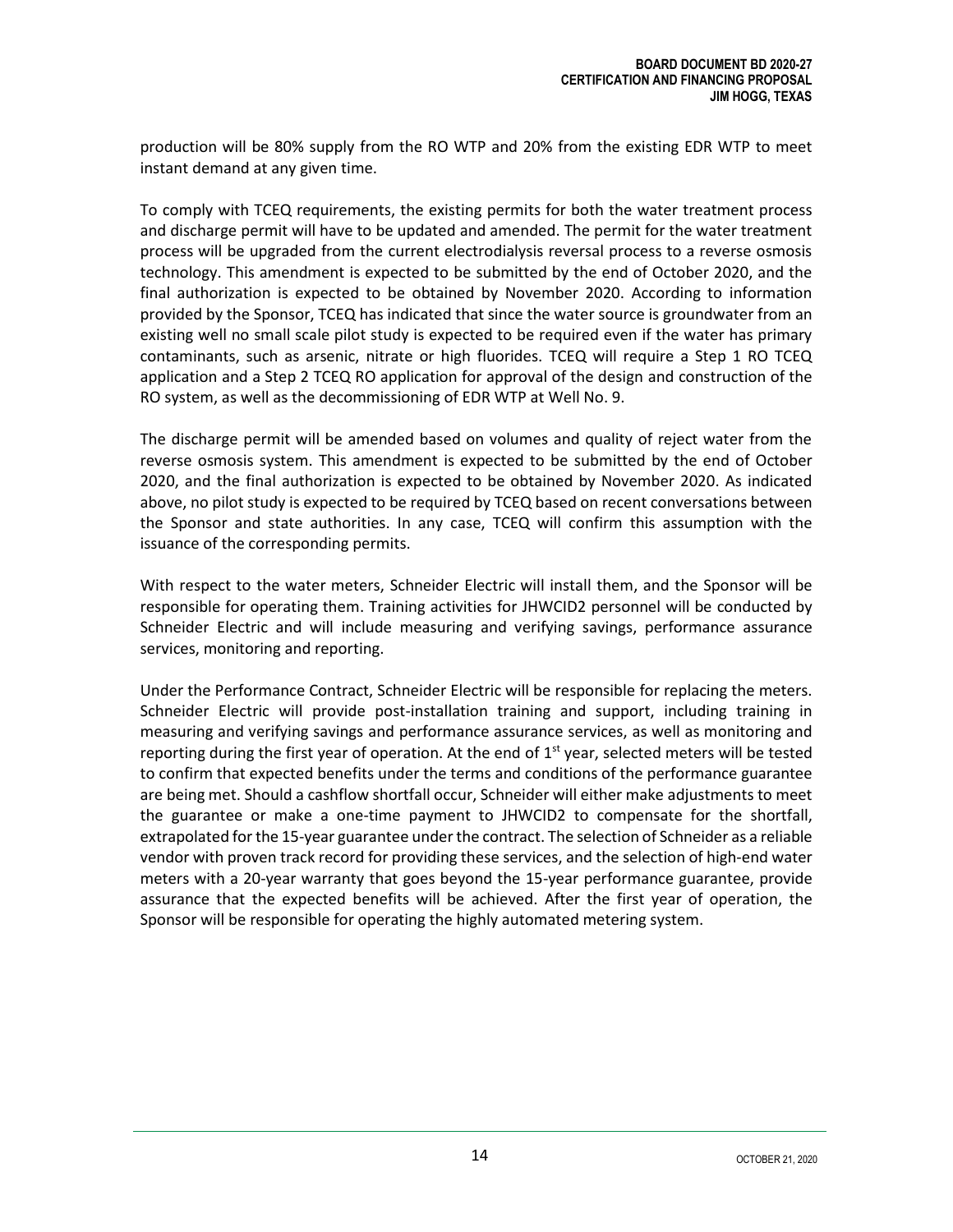production will be 80% supply from the RO WTP and 20% from the existing EDR WTP to meet instant demand at any given time.

To comply with TCEQ requirements, the existing permits for both the water treatment process and discharge permit will have to be updated and amended. The permit for the water treatment process will be upgraded from the current electrodialysis reversal process to a reverse osmosis technology. This amendment is expected to be submitted by the end of October 2020, and the final authorization is expected to be obtained by November 2020. According to information provided by the Sponsor, TCEQ has indicated that since the water source is groundwater from an existing well no small scale pilot study is expected to be required even if the water has primary contaminants, such as arsenic, nitrate or high fluorides. TCEQ will require a Step 1 RO TCEQ application and a Step 2 TCEQ RO application for approval of the design and construction of the RO system, as well as the decommissioning of EDR WTP at Well No. 9.

The discharge permit will be amended based on volumes and quality of reject water from the reverse osmosis system. This amendment is expected to be submitted by the end of October 2020, and the final authorization is expected to be obtained by November 2020. As indicated above, no pilot study is expected to be required by TCEQ based on recent conversations between the Sponsor and state authorities. In any case, TCEQ will confirm this assumption with the issuance of the corresponding permits.

With respect to the water meters, Schneider Electric will install them, and the Sponsor will be responsible for operating them. Training activities for JHWCID2 personnel will be conducted by Schneider Electric and will include measuring and verifying savings, performance assurance services, monitoring and reporting.

Under the Performance Contract, Schneider Electric will be responsible for replacing the meters. Schneider Electric will provide post-installation training and support, including training in measuring and verifying savings and performance assurance services, as well as monitoring and reporting during the first year of operation. At the end of 1st year, selected meters will be tested to confirm that expected benefits under the terms and conditions of the performance guarantee are being met. Should a cashflow shortfall occur, Schneider will either make adjustments to meet the guarantee or make a one-time payment to JHWCID2 to compensate for the shortfall, extrapolated for the 15-year guarantee under the contract. The selection of Schneider as a reliable vendor with proven track record for providing these services, and the selection of high-end water meters with a 20-year warranty that goes beyond the 15-year performance guarantee, provide assurance that the expected benefits will be achieved. After the first year of operation, the Sponsor will be responsible for operating the highly automated metering system.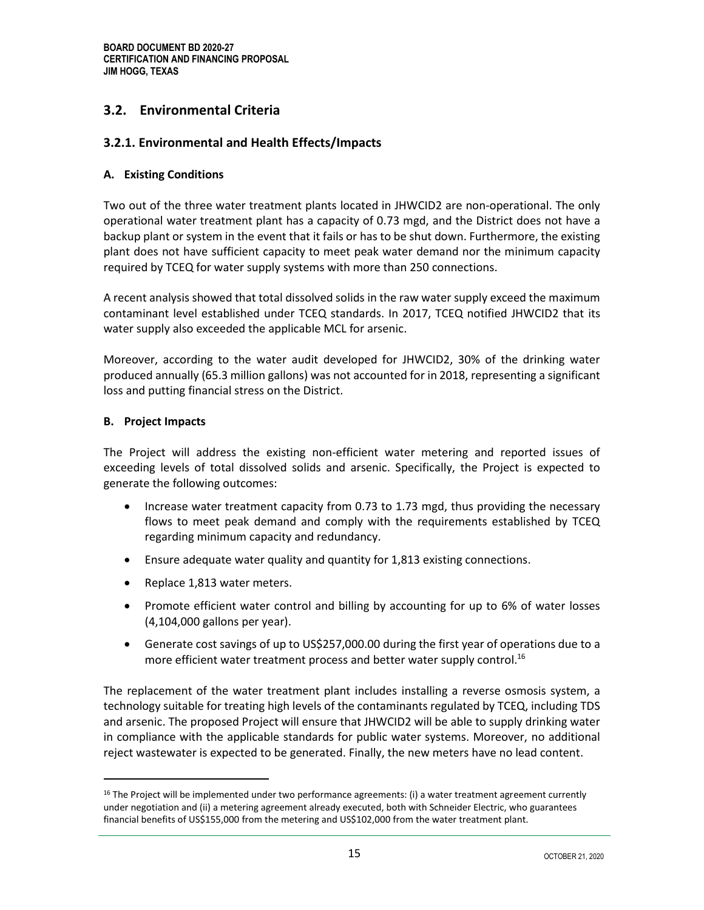## 3.2. Environmental Criteria

### 3.2.1. Environmental and Health Effects/Impacts

#### A. Existing Conditions

Two out of the three water treatment plants located in JHWCID2 are non-operational. The only operational water treatment plant has a capacity of 0.73 mgd, and the District does not have a backup plant or system in the event that it fails or has to be shut down. Furthermore, the existing plant does not have sufficient capacity to meet peak water demand nor the minimum capacity required by TCEQ for water supply systems with more than 250 connections.

A recent analysis showed that total dissolved solids in the raw water supply exceed the maximum contaminant level established under TCEQ standards. In 2017, TCEQ notified JHWCID2 that its water supply also exceeded the applicable MCL for arsenic.

Moreover, according to the water audit developed for JHWCID2, 30% of the drinking water produced annually (65.3 million gallons) was not accounted for in 2018, representing a significant loss and putting financial stress on the District.

#### B. Project Impacts

The Project will address the existing non-efficient water metering and reported issues of exceeding levels of total dissolved solids and arsenic. Specifically, the Project is expected to generate the following outcomes:

- Increase water treatment capacity from 0.73 to 1.73 mgd, thus providing the necessary flows to meet peak demand and comply with the requirements established by TCEQ regarding minimum capacity and redundancy.
- Ensure adequate water quality and quantity for 1,813 existing connections.
- Replace 1,813 water meters.
- Promote efficient water control and billing by accounting for up to 6% of water losses (4,104,000 gallons per year).
- Generate cost savings of up to US$257,000.00 during the first year of operations due to a more efficient water treatment process and better water supply control.[16]

The replacement of the water treatment plant includes installing a reverse osmosis system, a technology suitable for treating high levels of the contaminants regulated by TCEQ, including TDS and arsenic. The proposed Project will ensure that JHWCID2 will be able to supply drinking water in compliance with the applicable standards for public water systems. Moreover, no additional reject wastewater is expected to be generated. Finally, the new meters have no lead content.

---

[16] The Project will be implemented under two performance agreements: (i) a water treatment agreement currently under negotiation and (ii) a metering agreement already executed, both with Schneider Electric, who guarantees financial benefits of US$155,000 from the metering and US$102,000 from the water treatment plant.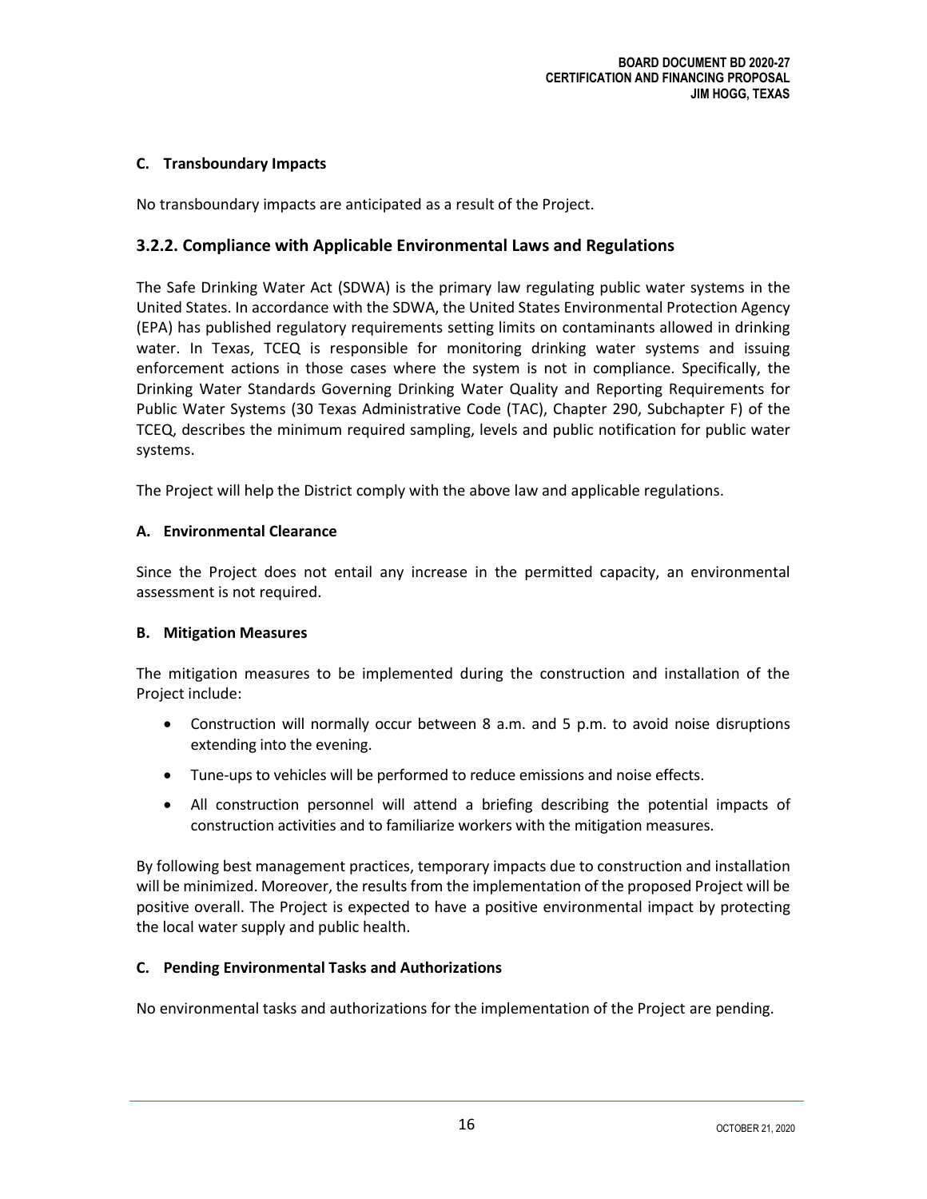#### C. Transboundary Impacts

No transboundary impacts are anticipated as a result of the Project.

### 3.2.2. Compliance with Applicable Environmental Laws and Regulations

The Safe Drinking Water Act (SDWA) is the primary law regulating public water systems in the United States. In accordance with the SDWA, the United States Environmental Protection Agency (EPA) has published regulatory requirements setting limits on contaminants allowed in drinking water. In Texas, TCEQ is responsible for monitoring drinking water systems and issuing enforcement actions in those cases where the system is not in compliance. Specifically, the Drinking Water Standards Governing Drinking Water Quality and Reporting Requirements for Public Water Systems (30 Texas Administrative Code (TAC), Chapter 290, Subchapter F) of the TCEQ, describes the minimum required sampling, levels and public notification for public water systems.

The Project will help the District comply with the above law and applicable regulations.

#### A. Environmental Clearance

Since the Project does not entail any increase in the permitted capacity, an environmental assessment is not required.

#### B. Mitigation Measures

The mitigation measures to be implemented during the construction and installation of the Project include:

- Construction will normally occur between 8 a.m. and 5 p.m. to avoid noise disruptions extending into the evening.
- Tune-ups to vehicles will be performed to reduce emissions and noise effects.
- All construction personnel will attend a briefing describing the potential impacts of construction activities and to familiarize workers with the mitigation measures.

By following best management practices, temporary impacts due to construction and installation will be minimized. Moreover, the results from the implementation of the proposed Project will be positive overall. The Project is expected to have a positive environmental impact by protecting the local water supply and public health.

#### C. Pending Environmental Tasks and Authorizations

No environmental tasks and authorizations for the implementation of the Project are pending.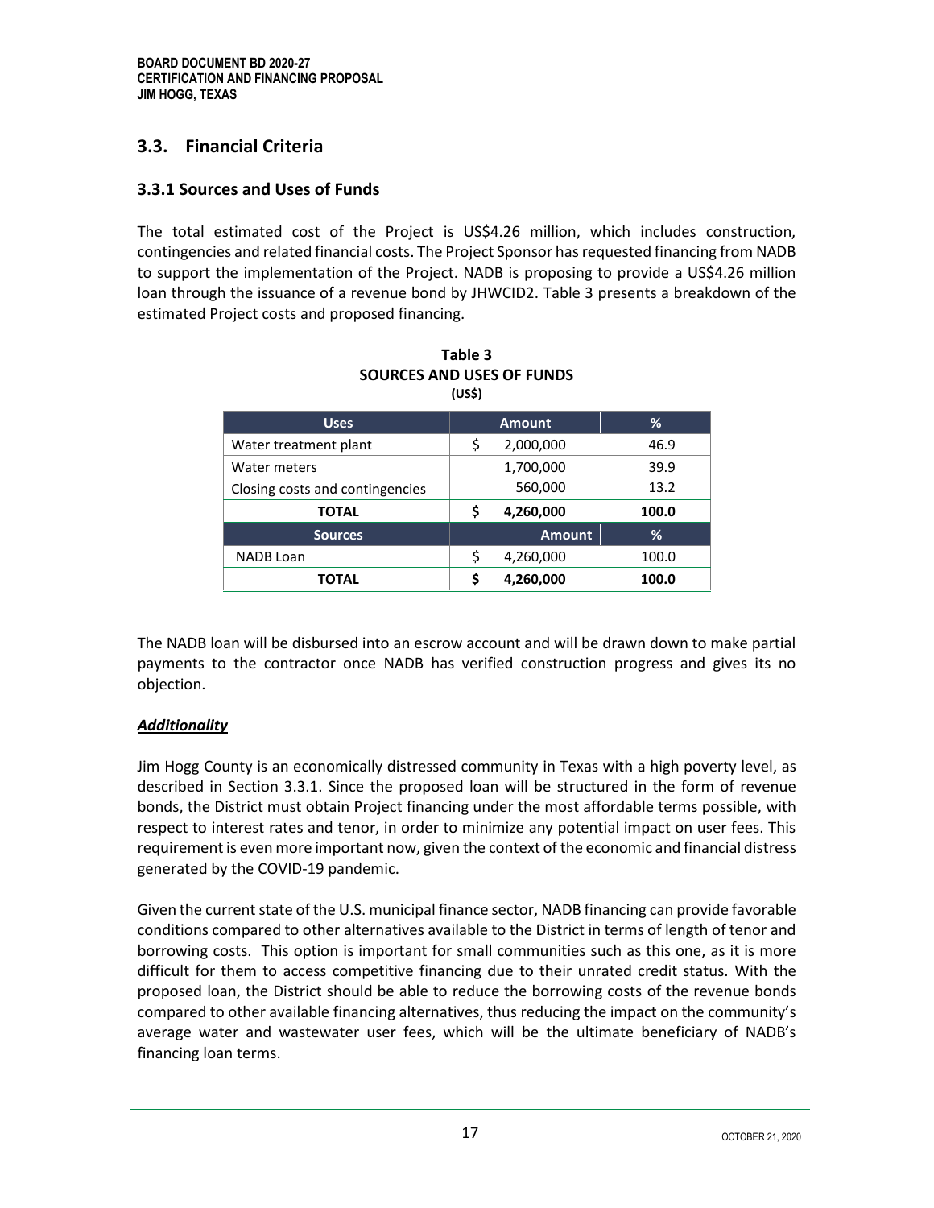## 3.3. Financial Criteria

### 3.3.1 Sources and Uses of Funds

The total estimated cost of the Project is US$4.26 million, which includes construction, contingencies and related financial costs. The Project Sponsor has requested financing from NADB to support the implementation of the Project. NADB is proposing to provide a US$4.26 million loan through the issuance of a revenue bond by JHWCID2. Table 3 presents a breakdown of the estimated Project costs and proposed financing.

**Table 3**
**SOURCES AND USES OF FUNDS**
**(US$)**

| Uses | Amount | % |
|---|---|---|
| Water treatment plant | $ 2,000,000 | 46.9 |
| Water meters | 1,700,000 | 39.9 |
| Closing costs and contingencies | 560,000 | 13.2 |
| **TOTAL** | **$ 4,260,000** | **100.0** |
| **Sources** | **Amount** | **%** |
| NADB Loan | $ 4,260,000 | 100.0 |
| **TOTAL** | **$ 4,260,000** | **100.0** |

The NADB loan will be disbursed into an escrow account and will be drawn down to make partial payments to the contractor once NADB has verified construction progress and gives its no objection.

***Additionality***

Jim Hogg County is an economically distressed community in Texas with a high poverty level, as described in Section 3.3.1. Since the proposed loan will be structured in the form of revenue bonds, the District must obtain Project financing under the most affordable terms possible, with respect to interest rates and tenor, in order to minimize any potential impact on user fees. This requirement is even more important now, given the context of the economic and financial distress generated by the COVID-19 pandemic.

Given the current state of the U.S. municipal finance sector, NADB financing can provide favorable conditions compared to other alternatives available to the District in terms of length of tenor and borrowing costs. This option is important for small communities such as this one, as it is more difficult for them to access competitive financing due to their unrated credit status. With the proposed loan, the District should be able to reduce the borrowing costs of the revenue bonds compared to other available financing alternatives, thus reducing the impact on the community's average water and wastewater user fees, which will be the ultimate beneficiary of NADB's financing loan terms.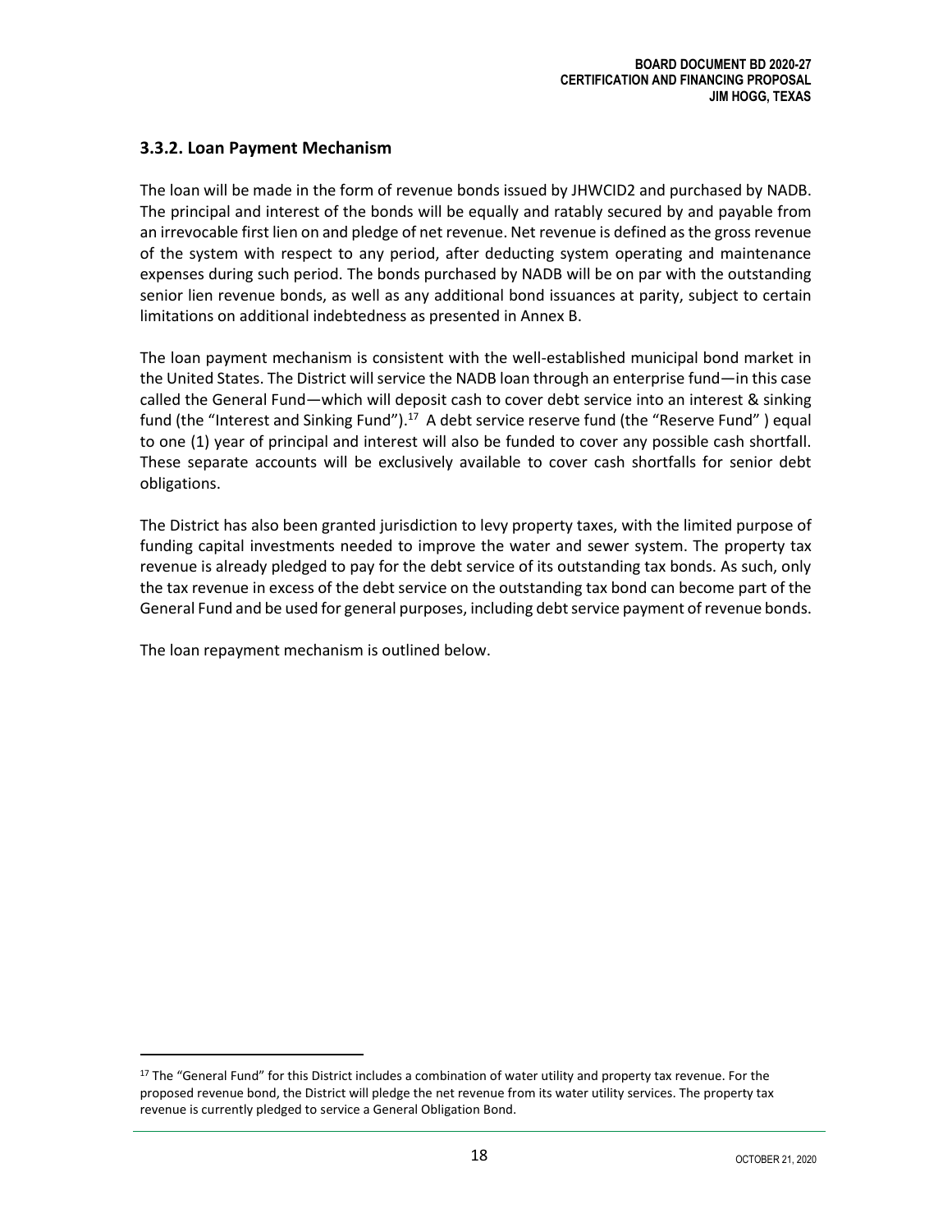### 3.3.2. Loan Payment Mechanism

The loan will be made in the form of revenue bonds issued by JHWCID2 and purchased by NADB. The principal and interest of the bonds will be equally and ratably secured by and payable from an irrevocable first lien on and pledge of net revenue. Net revenue is defined as the gross revenue of the system with respect to any period, after deducting system operating and maintenance expenses during such period. The bonds purchased by NADB will be on par with the outstanding senior lien revenue bonds, as well as any additional bond issuances at parity, subject to certain limitations on additional indebtedness as presented in Annex B.

The loan payment mechanism is consistent with the well-established municipal bond market in the United States. The District will service the NADB loan through an enterprise fund—in this case called the General Fund—which will deposit cash to cover debt service into an interest & sinking fund (the "Interest and Sinking Fund").[17] A debt service reserve fund (the "Reserve Fund" ) equal to one (1) year of principal and interest will also be funded to cover any possible cash shortfall. These separate accounts will be exclusively available to cover cash shortfalls for senior debt obligations.

The District has also been granted jurisdiction to levy property taxes, with the limited purpose of funding capital investments needed to improve the water and sewer system. The property tax revenue is already pledged to pay for the debt service of its outstanding tax bonds. As such, only the tax revenue in excess of the debt service on the outstanding tax bond can become part of the General Fund and be used for general purposes, including debt service payment of revenue bonds.

The loan repayment mechanism is outlined below.

---

[17] The "General Fund" for this District includes a combination of water utility and property tax revenue. For the proposed revenue bond, the District will pledge the net revenue from its water utility services. The property tax revenue is currently pledged to service a General Obligation Bond.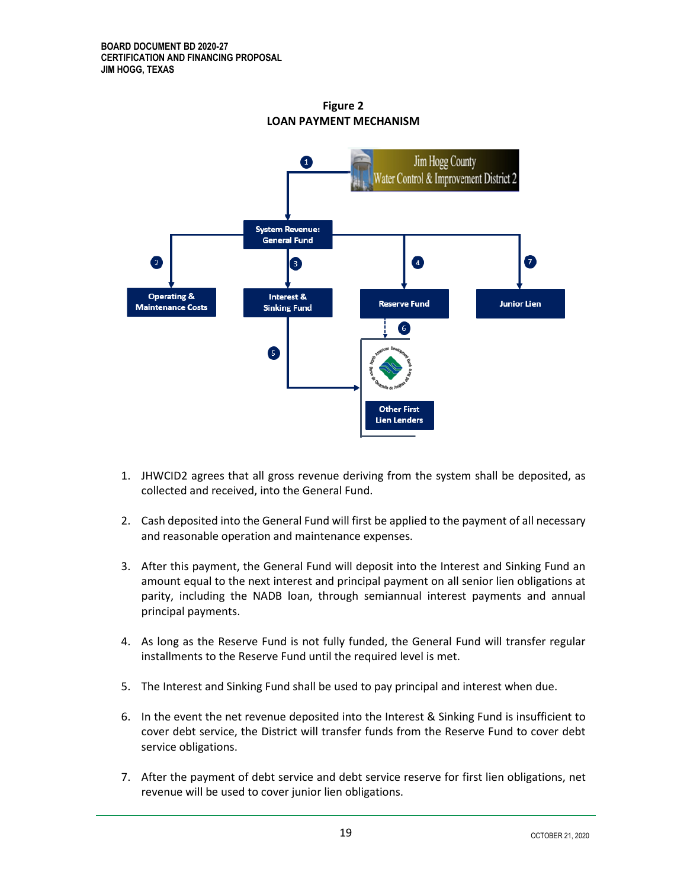**Figure 2**
**LOAN PAYMENT MECHANISM**

1. JHWCID2 agrees that all gross revenue deriving from the system shall be deposited, as collected and received, into the General Fund.

2. Cash deposited into the General Fund will first be applied to the payment of all necessary and reasonable operation and maintenance expenses.

3. After this payment, the General Fund will deposit into the Interest and Sinking Fund an amount equal to the next interest and principal payment on all senior lien obligations at parity, including the NADB loan, through semiannual interest payments and annual principal payments.

4. As long as the Reserve Fund is not fully funded, the General Fund will transfer regular installments to the Reserve Fund until the required level is met.

5. The Interest and Sinking Fund shall be used to pay principal and interest when due.

6. In the event the net revenue deposited into the Interest & Sinking Fund is insufficient to cover debt service, the District will transfer funds from the Reserve Fund to cover debt service obligations.

7. After the payment of debt service and debt service reserve for first lien obligations, net revenue will be used to cover junior lien obligations.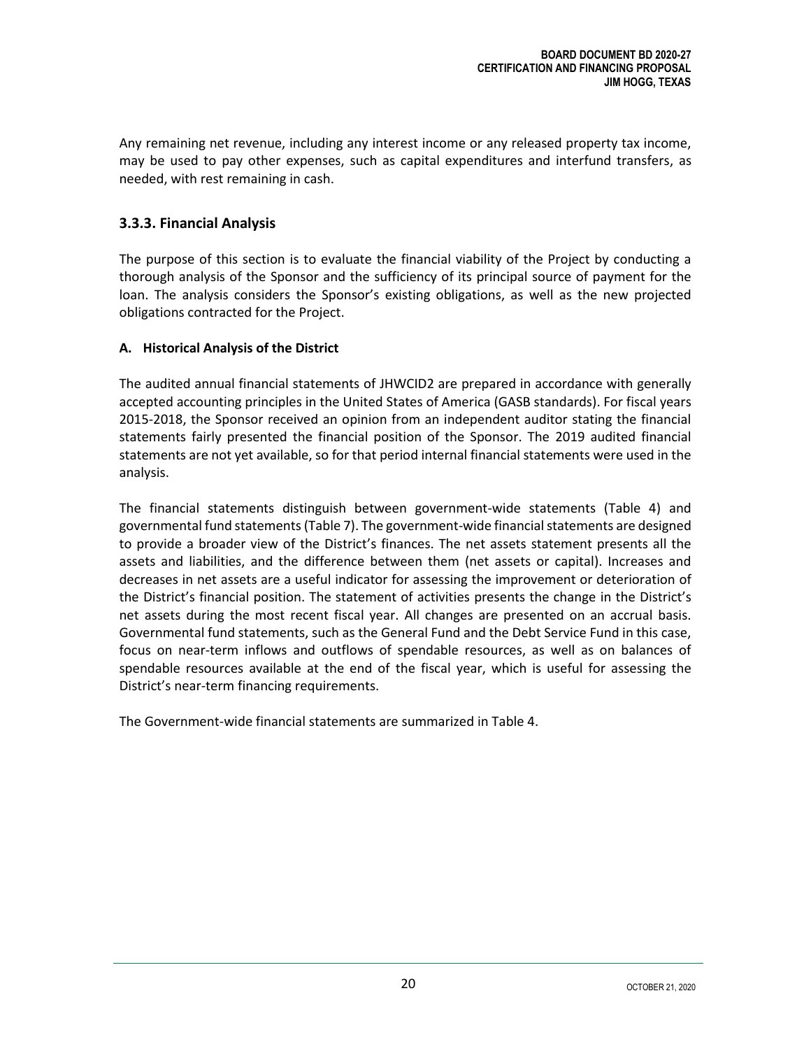Any remaining net revenue, including any interest income or any released property tax income, may be used to pay other expenses, such as capital expenditures and interfund transfers, as needed, with rest remaining in cash.

### 3.3.3. Financial Analysis

The purpose of this section is to evaluate the financial viability of the Project by conducting a thorough analysis of the Sponsor and the sufficiency of its principal source of payment for the loan. The analysis considers the Sponsor's existing obligations, as well as the new projected obligations contracted for the Project.

**A. Historical Analysis of the District**

The audited annual financial statements of JHWCID2 are prepared in accordance with generally accepted accounting principles in the United States of America (GASB standards). For fiscal years 2015-2018, the Sponsor received an opinion from an independent auditor stating the financial statements fairly presented the financial position of the Sponsor. The 2019 audited financial statements are not yet available, so for that period internal financial statements were used in the analysis.

The financial statements distinguish between government-wide statements (Table 4) and governmental fund statements (Table 7). The government-wide financial statements are designed to provide a broader view of the District's finances. The net assets statement presents all the assets and liabilities, and the difference between them (net assets or capital). Increases and decreases in net assets are a useful indicator for assessing the improvement or deterioration of the District's financial position. The statement of activities presents the change in the District's net assets during the most recent fiscal year. All changes are presented on an accrual basis. Governmental fund statements, such as the General Fund and the Debt Service Fund in this case, focus on near-term inflows and outflows of spendable resources, as well as on balances of spendable resources available at the end of the fiscal year, which is useful for assessing the District's near-term financing requirements.

The Government-wide financial statements are summarized in Table 4.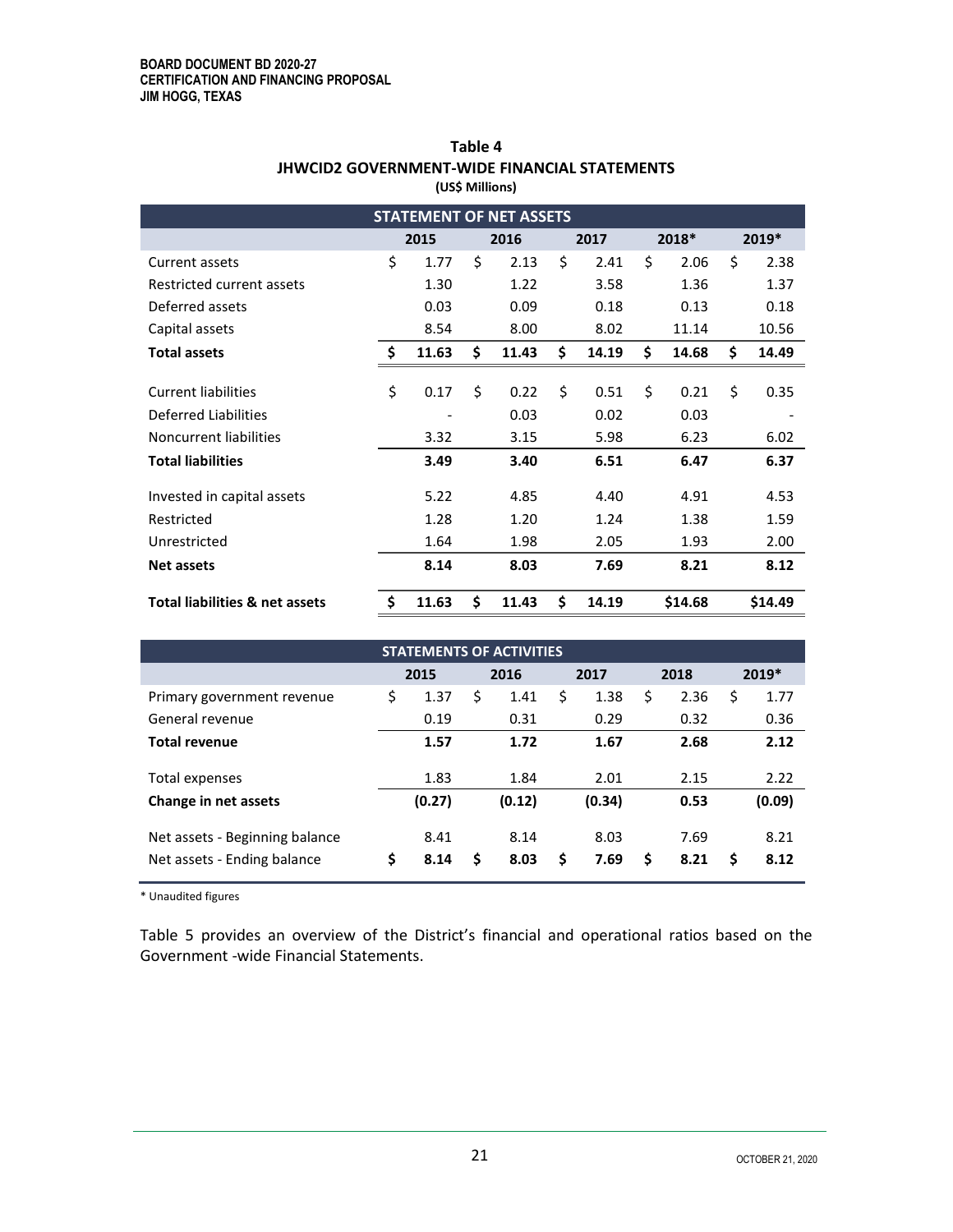**Table 4**
**JHWCID2 GOVERNMENT-WIDE FINANCIAL STATEMENTS**
**(US$ Millions)**

| STATEMENT OF NET ASSETS | 2015 | 2016 | 2017 | 2018* | 2019* |
|---|---|---|---|---|---|
| Current assets | $ 1.77 | $ 2.13 | $ 2.41 | $ 2.06 | $ 2.38 |
| Restricted current assets | 1.30 | 1.22 | 3.58 | 1.36 | 1.37 |
| Deferred assets | 0.03 | 0.09 | 0.18 | 0.13 | 0.18 |
| Capital assets | 8.54 | 8.00 | 8.02 | 11.14 | 10.56 |
| **Total assets** | **$ 11.63** | **$ 11.43** | **$ 14.19** | **$ 14.68** | **$ 14.49** |
| Current liabilities | $ 0.17 | $ 0.22 | $ 0.51 | $ 0.21 | $ 0.35 |
| Deferred Liabilities | - | 0.03 | 0.02 | 0.03 | - |
| Noncurrent liabilities | 3.32 | 3.15 | 5.98 | 6.23 | 6.02 |
| **Total liabilities** | **3.49** | **3.40** | **6.51** | **6.47** | **6.37** |
| Invested in capital assets | 5.22 | 4.85 | 4.40 | 4.91 | 4.53 |
| Restricted | 1.28 | 1.20 | 1.24 | 1.38 | 1.59 |
| Unrestricted | 1.64 | 1.98 | 2.05 | 1.93 | 2.00 |
| **Net assets** | **8.14** | **8.03** | **7.69** | **8.21** | **8.12** |
| **Total liabilities & net assets** | **$ 11.63** | **$ 11.43** | **$ 14.19** | **$14.68** | **$14.49** |

| STATEMENTS OF ACTIVITIES | 2015 | 2016 | 2017 | 2018 | 2019* |
|---|---|---|---|---|---|
| Primary government revenue | $ 1.37 | $ 1.41 | $ 1.38 | $ 2.36 | $ 1.77 |
| General revenue | 0.19 | 0.31 | 0.29 | 0.32 | 0.36 |
| **Total revenue** | **1.57** | **1.72** | **1.67** | **2.68** | **2.12** |
| Total expenses | 1.83 | 1.84 | 2.01 | 2.15 | 2.22 |
| **Change in net assets** | **(0.27)** | **(0.12)** | **(0.34)** | **0.53** | **(0.09)** |
| Net assets - Beginning balance | 8.41 | 8.14 | 8.03 | 7.69 | 8.21 |
| Net assets - Ending balance | **$ 8.14** | **$ 8.03** | **$ 7.69** | **$ 8.21** | **$ 8.12** |

\* Unaudited figures

Table 5 provides an overview of the District's financial and operational ratios based on the Government -wide Financial Statements.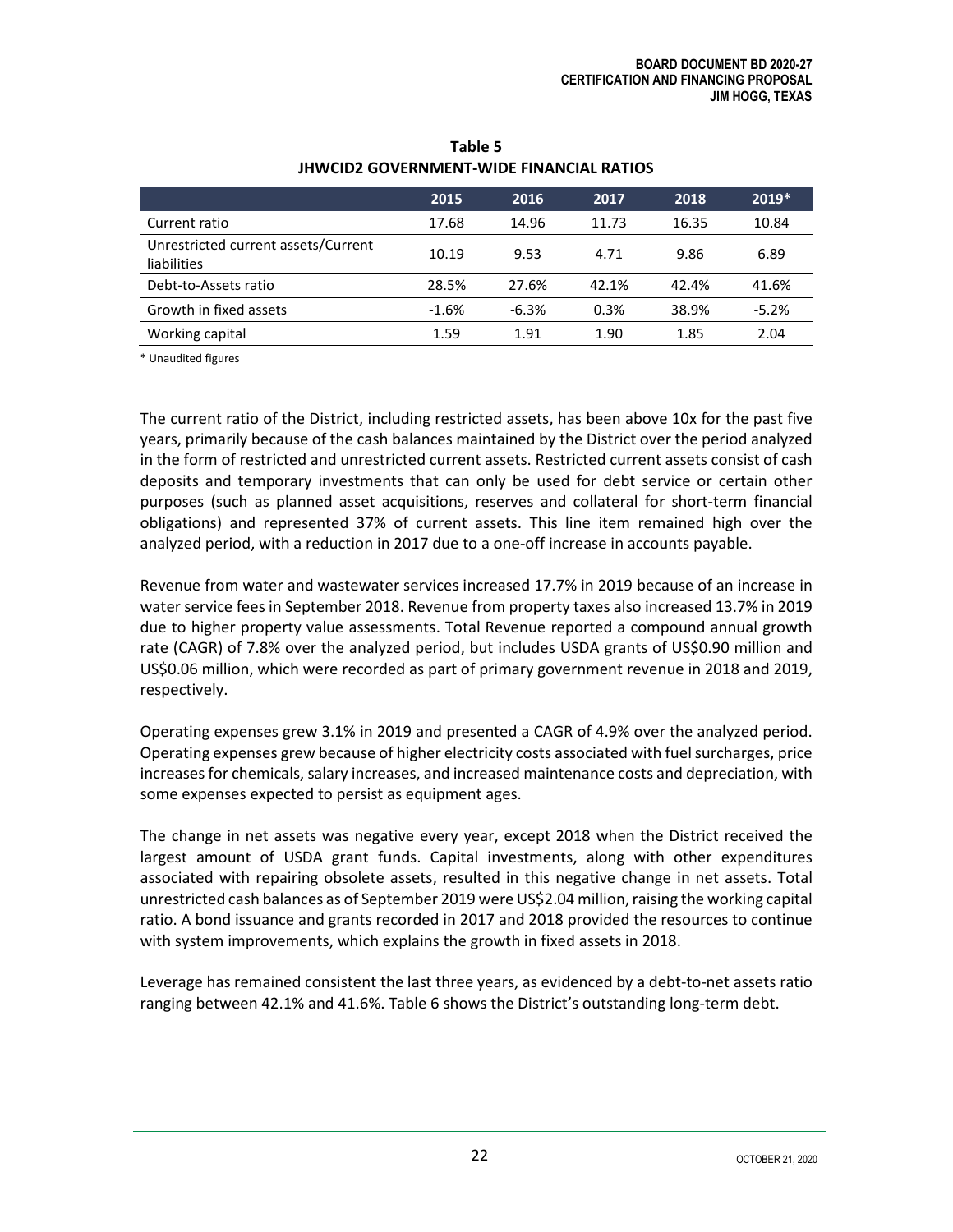**Table 5**
**JHWCID2 GOVERNMENT-WIDE FINANCIAL RATIOS**

| | 2015 | 2016 | 2017 | 2018 | 2019* |
|---|---|---|---|---|---|
| Current ratio | 17.68 | 14.96 | 11.73 | 16.35 | 10.84 |
| Unrestricted current assets/Current liabilities | 10.19 | 9.53 | 4.71 | 9.86 | 6.89 |
| Debt-to-Assets ratio | 28.5% | 27.6% | 42.1% | 42.4% | 41.6% |
| Growth in fixed assets | -1.6% | -6.3% | 0.3% | 38.9% | -5.2% |
| Working capital | 1.59 | 1.91 | 1.90 | 1.85 | 2.04 |

\* Unaudited figures

The current ratio of the District, including restricted assets, has been above 10x for the past five years, primarily because of the cash balances maintained by the District over the period analyzed in the form of restricted and unrestricted current assets. Restricted current assets consist of cash deposits and temporary investments that can only be used for debt service or certain other purposes (such as planned asset acquisitions, reserves and collateral for short-term financial obligations) and represented 37% of current assets. This line item remained high over the analyzed period, with a reduction in 2017 due to a one-off increase in accounts payable.

Revenue from water and wastewater services increased 17.7% in 2019 because of an increase in water service fees in September 2018. Revenue from property taxes also increased 13.7% in 2019 due to higher property value assessments. Total Revenue reported a compound annual growth rate (CAGR) of 7.8% over the analyzed period, but includes USDA grants of US$0.90 million and US$0.06 million, which were recorded as part of primary government revenue in 2018 and 2019, respectively.

Operating expenses grew 3.1% in 2019 and presented a CAGR of 4.9% over the analyzed period. Operating expenses grew because of higher electricity costs associated with fuel surcharges, price increases for chemicals, salary increases, and increased maintenance costs and depreciation, with some expenses expected to persist as equipment ages.

The change in net assets was negative every year, except 2018 when the District received the largest amount of USDA grant funds. Capital investments, along with other expenditures associated with repairing obsolete assets, resulted in this negative change in net assets. Total unrestricted cash balances as of September 2019 were US$2.04 million, raising the working capital ratio. A bond issuance and grants recorded in 2017 and 2018 provided the resources to continue with system improvements, which explains the growth in fixed assets in 2018.

Leverage has remained consistent the last three years, as evidenced by a debt-to-net assets ratio ranging between 42.1% and 41.6%. Table 6 shows the District's outstanding long-term debt.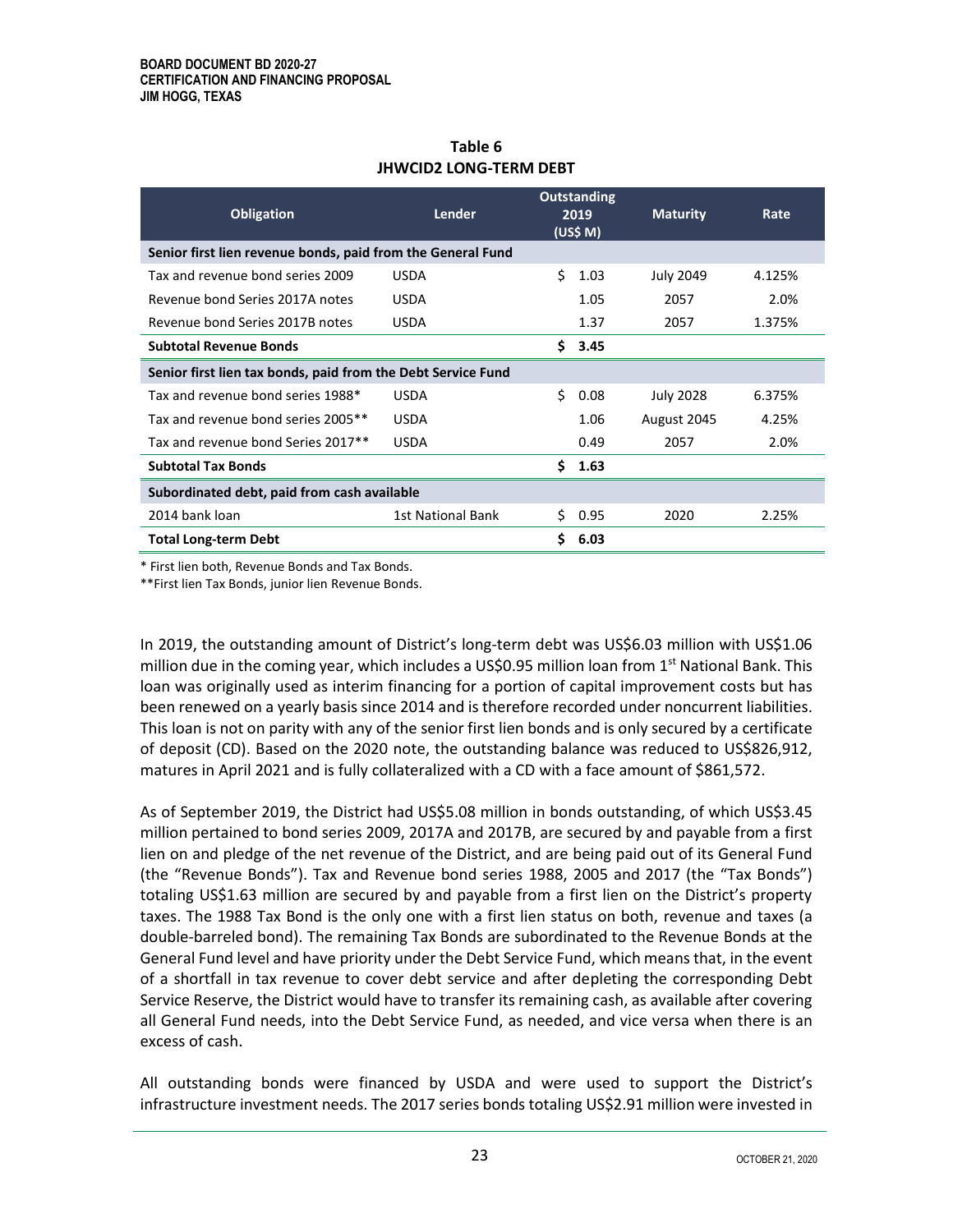**Table 6**
**JHWCID2 LONG-TERM DEBT**

| Obligation | Lender | Outstanding 2019 (US$ M) | Maturity | Rate |
|---|---|---|---|---|
| **Senior first lien revenue bonds, paid from the General Fund** | | | | |
| Tax and revenue bond series 2009 | USDA | $ 1.03 | July 2049 | 4.125% |
| Revenue bond Series 2017A notes | USDA | 1.05 | 2057 | 2.0% |
| Revenue bond Series 2017B notes | USDA | 1.37 | 2057 | 1.375% |
| **Subtotal Revenue Bonds** | | **$ 3.45** | | |
| **Senior first lien tax bonds, paid from the Debt Service Fund** | | | | |
| Tax and revenue bond series 1988* | USDA | $ 0.08 | July 2028 | 6.375% |
| Tax and revenue bond series 2005** | USDA | 1.06 | August 2045 | 4.25% |
| Tax and revenue bond Series 2017** | USDA | 0.49 | 2057 | 2.0% |
| **Subtotal Tax Bonds** | | **$ 1.63** | | |
| **Subordinated debt, paid from cash available** | | | | |
| 2014 bank loan | 1st National Bank | $ 0.95 | 2020 | 2.25% |
| **Total Long-term Debt** | | **$ 6.03** | | |

\* First lien both, Revenue Bonds and Tax Bonds.
**First lien Tax Bonds, junior lien Revenue Bonds.

In 2019, the outstanding amount of District's long-term debt was US$6.03 million with US$1.06 million due in the coming year, which includes a US$0.95 million loan from 1st National Bank. This loan was originally used as interim financing for a portion of capital improvement costs but has been renewed on a yearly basis since 2014 and is therefore recorded under noncurrent liabilities. This loan is not on parity with any of the senior first lien bonds and is only secured by a certificate of deposit (CD). Based on the 2020 note, the outstanding balance was reduced to US$826,912, matures in April 2021 and is fully collateralized with a CD with a face amount of $861,572.

As of September 2019, the District had US$5.08 million in bonds outstanding, of which US$3.45 million pertained to bond series 2009, 2017A and 2017B, are secured by and payable from a first lien on and pledge of the net revenue of the District, and are being paid out of its General Fund (the "Revenue Bonds"). Tax and Revenue bond series 1988, 2005 and 2017 (the "Tax Bonds") totaling US$1.63 million are secured by and payable from a first lien on the District's property taxes. The 1988 Tax Bond is the only one with a first lien status on both, revenue and taxes (a double-barreled bond). The remaining Tax Bonds are subordinated to the Revenue Bonds at the General Fund level and have priority under the Debt Service Fund, which means that, in the event of a shortfall in tax revenue to cover debt service and after depleting the corresponding Debt Service Reserve, the District would have to transfer its remaining cash, as available after covering all General Fund needs, into the Debt Service Fund, as needed, and vice versa when there is an excess of cash.

All outstanding bonds were financed by USDA and were used to support the District's infrastructure investment needs. The 2017 series bonds totaling US$2.91 million were invested in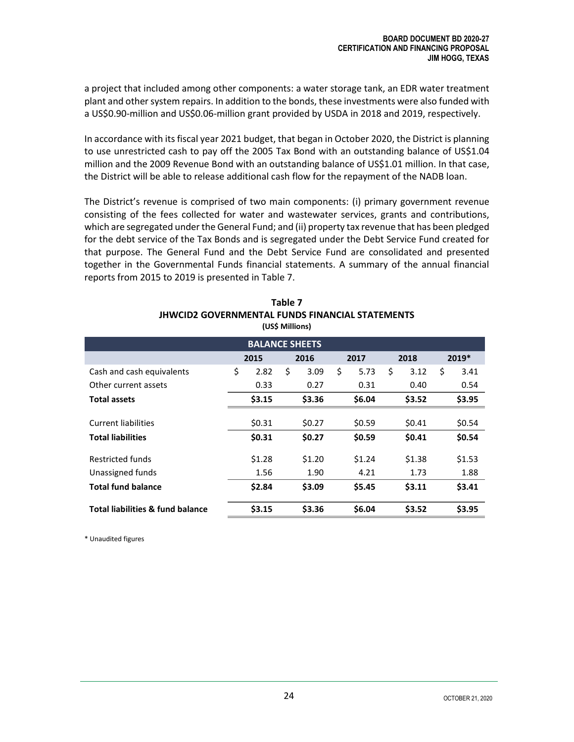a project that included among other components: a water storage tank, an EDR water treatment plant and other system repairs. In addition to the bonds, these investments were also funded with a US$0.90-million and US$0.06-million grant provided by USDA in 2018 and 2019, respectively.

In accordance with its fiscal year 2021 budget, that began in October 2020, the District is planning to use unrestricted cash to pay off the 2005 Tax Bond with an outstanding balance of US$1.04 million and the 2009 Revenue Bond with an outstanding balance of US$1.01 million. In that case, the District will be able to release additional cash flow for the repayment of the NADB loan.

The District's revenue is comprised of two main components: (i) primary government revenue consisting of the fees collected for water and wastewater services, grants and contributions, which are segregated under the General Fund; and (ii) property tax revenue that has been pledged for the debt service of the Tax Bonds and is segregated under the Debt Service Fund created for that purpose. The General Fund and the Debt Service Fund are consolidated and presented together in the Governmental Funds financial statements. A summary of the annual financial reports from 2015 to 2019 is presented in Table 7.

**Table 7**
**JHWCID2 GOVERNMENTAL FUNDS FINANCIAL STATEMENTS**
**(US$ Millions)**

| BALANCE SHEETS | | | | | |
|---|---|---|---|---|---|
| | **2015** | **2016** | **2017** | **2018** | **2019*** |
| Cash and cash equivalents | $ 2.82 | $ 3.09 | $ 5.73 | $ 3.12 | $ 3.41 |
| Other current assets | 0.33 | 0.27 | 0.31 | 0.40 | 0.54 |
| **Total assets** | **$3.15** | **$3.36** | **$6.04** | **$3.52** | **$3.95** |
| Current liabilities | $0.31 | $0.27 | $0.59 | $0.41 | $0.54 |
| **Total liabilities** | **$0.31** | **$0.27** | **$0.59** | **$0.41** | **$0.54** |
| Restricted funds | $1.28 | $1.20 | $1.24 | $1.38 | $1.53 |
| Unassigned funds | 1.56 | 1.90 | 4.21 | 1.73 | 1.88 |
| **Total fund balance** | **$2.84** | **$3.09** | **$5.45** | **$3.11** | **$3.41** |
| **Total liabilities & fund balance** | **$3.15** | **$3.36** | **$6.04** | **$3.52** | **$3.95** |

\* Unaudited figures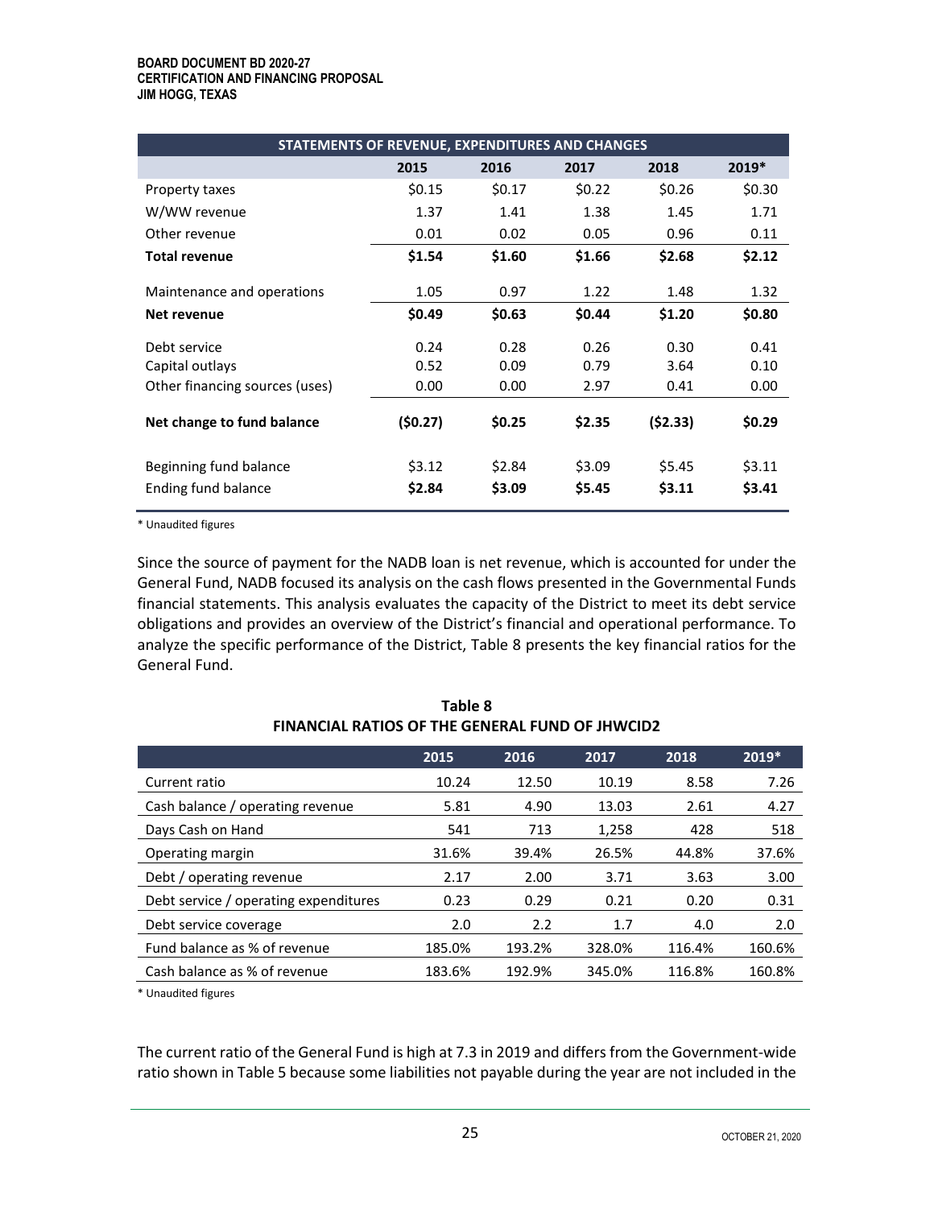| STATEMENTS OF REVENUE, EXPENDITURES AND CHANGES | | | | | |
|---|---|---|---|---|---|
| | 2015 | 2016 | 2017 | 2018 | 2019* |
| Property taxes | $0.15 | $0.17 | $0.22 | $0.26 | $0.30 |
| W/WW revenue | 1.37 | 1.41 | 1.38 | 1.45 | 1.71 |
| Other revenue | 0.01 | 0.02 | 0.05 | 0.96 | 0.11 |
| **Total revenue** | **$1.54** | **$1.60** | **$1.66** | **$2.68** | **$2.12** |
| Maintenance and operations | 1.05 | 0.97 | 1.22 | 1.48 | 1.32 |
| **Net revenue** | **$0.49** | **$0.63** | **$0.44** | **$1.20** | **$0.80** |
| Debt service | 0.24 | 0.28 | 0.26 | 0.30 | 0.41 |
| Capital outlays | 0.52 | 0.09 | 0.79 | 3.64 | 0.10 |
| Other financing sources (uses) | 0.00 | 0.00 | 2.97 | 0.41 | 0.00 |
| **Net change to fund balance** | **($0.27)** | **$0.25** | **$2.35** | **($2.33)** | **$0.29** |
| Beginning fund balance | $3.12 | $2.84 | $3.09 | $5.45 | $3.11 |
| Ending fund balance | **$2.84** | **$3.09** | **$5.45** | **$3.11** | **$3.41** |

\* Unaudited figures

Since the source of payment for the NADB loan is net revenue, which is accounted for under the General Fund, NADB focused its analysis on the cash flows presented in the Governmental Funds financial statements. This analysis evaluates the capacity of the District to meet its debt service obligations and provides an overview of the District's financial and operational performance. To analyze the specific performance of the District, Table 8 presents the key financial ratios for the General Fund.

**Table 8**
**FINANCIAL RATIOS OF THE GENERAL FUND OF JHWCID2**

| | 2015 | 2016 | 2017 | 2018 | 2019* |
|---|---|---|---|---|---|
| Current ratio | 10.24 | 12.50 | 10.19 | 8.58 | 7.26 |
| Cash balance / operating revenue | 5.81 | 4.90 | 13.03 | 2.61 | 4.27 |
| Days Cash on Hand | 541 | 713 | 1,258 | 428 | 518 |
| Operating margin | 31.6% | 39.4% | 26.5% | 44.8% | 37.6% |
| Debt / operating revenue | 2.17 | 2.00 | 3.71 | 3.63 | 3.00 |
| Debt service / operating expenditures | 0.23 | 0.29 | 0.21 | 0.20 | 0.31 |
| Debt service coverage | 2.0 | 2.2 | 1.7 | 4.0 | 2.0 |
| Fund balance as % of revenue | 185.0% | 193.2% | 328.0% | 116.4% | 160.6% |
| Cash balance as % of revenue | 183.6% | 192.9% | 345.0% | 116.8% | 160.8% |

\* Unaudited figures

The current ratio of the General Fund is high at 7.3 in 2019 and differs from the Government-wide ratio shown in Table 5 because some liabilities not payable during the year are not included in the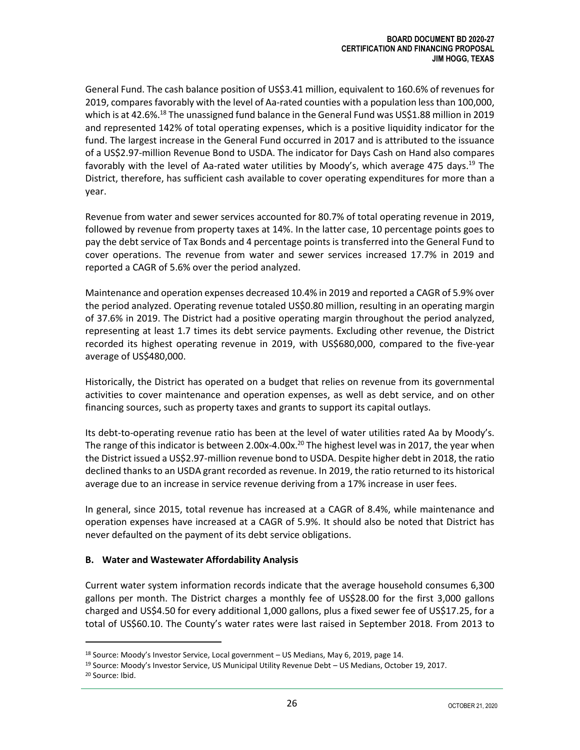General Fund. The cash balance position of US$3.41 million, equivalent to 160.6% of revenues for 2019, compares favorably with the level of Aa-rated counties with a population less than 100,000, which is at 42.6%.[18] The unassigned fund balance in the General Fund was US$1.88 million in 2019 and represented 142% of total operating expenses, which is a positive liquidity indicator for the fund. The largest increase in the General Fund occurred in 2017 and is attributed to the issuance of a US$2.97-million Revenue Bond to USDA. The indicator for Days Cash on Hand also compares favorably with the level of Aa-rated water utilities by Moody's, which average 475 days.[19] The District, therefore, has sufficient cash available to cover operating expenditures for more than a year.

Revenue from water and sewer services accounted for 80.7% of total operating revenue in 2019, followed by revenue from property taxes at 14%. In the latter case, 10 percentage points goes to pay the debt service of Tax Bonds and 4 percentage points is transferred into the General Fund to cover operations. The revenue from water and sewer services increased 17.7% in 2019 and reported a CAGR of 5.6% over the period analyzed.

Maintenance and operation expenses decreased 10.4% in 2019 and reported a CAGR of 5.9% over the period analyzed. Operating revenue totaled US$0.80 million, resulting in an operating margin of 37.6% in 2019. The District had a positive operating margin throughout the period analyzed, representing at least 1.7 times its debt service payments. Excluding other revenue, the District recorded its highest operating revenue in 2019, with US$680,000, compared to the five-year average of US$480,000.

Historically, the District has operated on a budget that relies on revenue from its governmental activities to cover maintenance and operation expenses, as well as debt service, and on other financing sources, such as property taxes and grants to support its capital outlays.

Its debt-to-operating revenue ratio has been at the level of water utilities rated Aa by Moody's. The range of this indicator is between 2.00x-4.00x.[20] The highest level was in 2017, the year when the District issued a US$2.97-million revenue bond to USDA. Despite higher debt in 2018, the ratio declined thanks to an USDA grant recorded as revenue. In 2019, the ratio returned to its historical average due to an increase in service revenue deriving from a 17% increase in user fees.

In general, since 2015, total revenue has increased at a CAGR of 8.4%, while maintenance and operation expenses have increased at a CAGR of 5.9%. It should also be noted that District has never defaulted on the payment of its debt service obligations.

### B. Water and Wastewater Affordability Analysis

Current water system information records indicate that the average household consumes 6,300 gallons per month. The District charges a monthly fee of US$28.00 for the first 3,000 gallons charged and US$4.50 for every additional 1,000 gallons, plus a fixed sewer fee of US$17.25, for a total of US$60.10. The County's water rates were last raised in September 2018. From 2013 to

---

[18] Source: Moody's Investor Service, Local government – US Medians, May 6, 2019, page 14.

[19] Source: Moody's Investor Service, US Municipal Utility Revenue Debt – US Medians, October 19, 2017.

[20] Source: Ibid.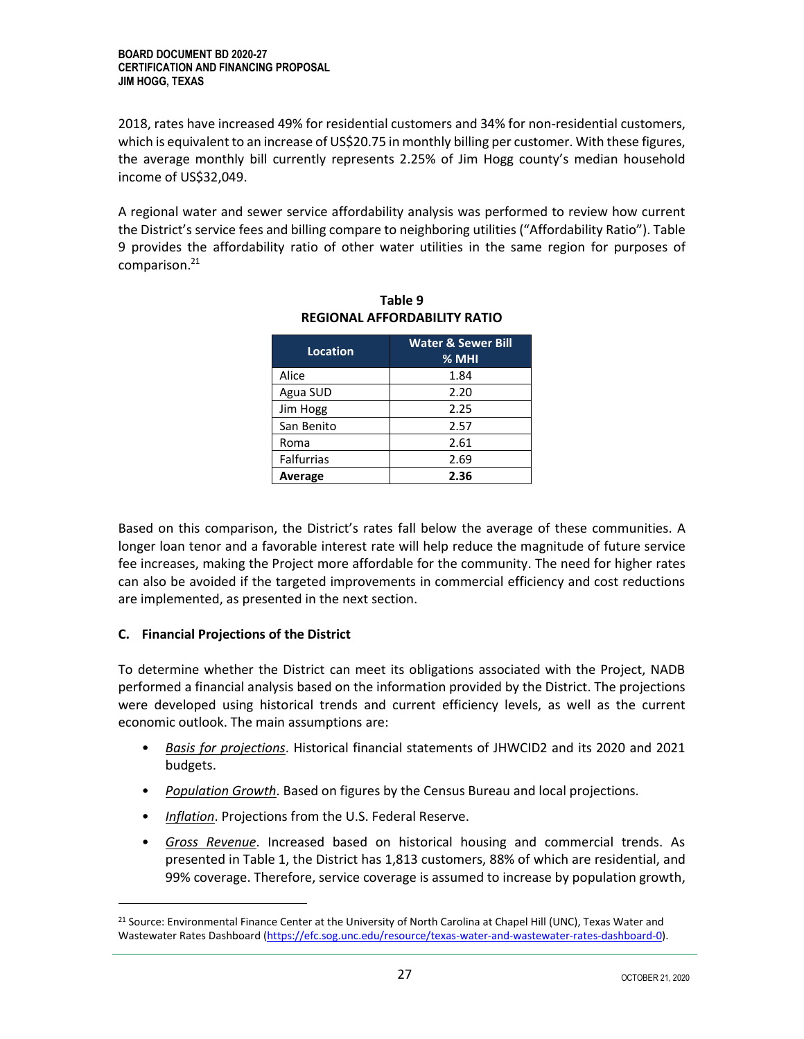2018, rates have increased 49% for residential customers and 34% for non-residential customers, which is equivalent to an increase of US$20.75 in monthly billing per customer. With these figures, the average monthly bill currently represents 2.25% of Jim Hogg county's median household income of US$32,049.

A regional water and sewer service affordability analysis was performed to review how current the District's service fees and billing compare to neighboring utilities ("Affordability Ratio"). Table 9 provides the affordability ratio of other water utilities in the same region for purposes of comparison.[21]

**Table 9**
**REGIONAL AFFORDABILITY RATIO**

| Location | Water & Sewer Bill % MHI |
|---|---|
| Alice | 1.84 |
| Agua SUD | 2.20 |
| Jim Hogg | 2.25 |
| San Benito | 2.57 |
| Roma | 2.61 |
| Falfurrias | 2.69 |
| **Average** | **2.36** |

Based on this comparison, the District's rates fall below the average of these communities. A longer loan tenor and a favorable interest rate will help reduce the magnitude of future service fee increases, making the Project more affordable for the community. The need for higher rates can also be avoided if the targeted improvements in commercial efficiency and cost reductions are implemented, as presented in the next section.

### C. Financial Projections of the District

To determine whether the District can meet its obligations associated with the Project, NADB performed a financial analysis based on the information provided by the District. The projections were developed using historical trends and current efficiency levels, as well as the current economic outlook. The main assumptions are:

- _Basis for projections_. Historical financial statements of JHWCID2 and its 2020 and 2021 budgets.
- _Population Growth_. Based on figures by the Census Bureau and local projections.
- _Inflation_. Projections from the U.S. Federal Reserve.
- _Gross Revenue_. Increased based on historical housing and commercial trends. As presented in Table 1, the District has 1,813 customers, 88% of which are residential, and 99% coverage. Therefore, service coverage is assumed to increase by population growth,

[21] Source: Environmental Finance Center at the University of North Carolina at Chapel Hill (UNC), Texas Water and Wastewater Rates Dashboard (https://efc.sog.unc.edu/resource/texas-water-and-wastewater-rates-dashboard-0).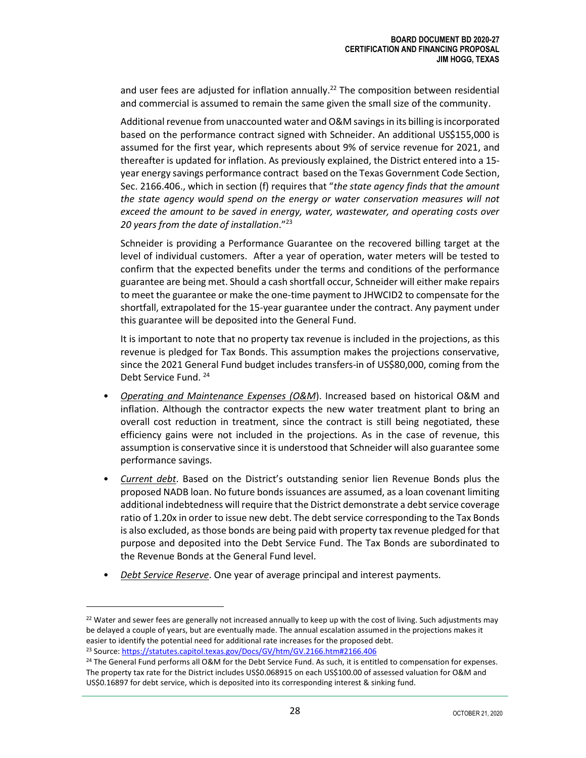and user fees are adjusted for inflation annually.[22] The composition between residential and commercial is assumed to remain the same given the small size of the community.

Additional revenue from unaccounted water and O&M savings in its billing is incorporated based on the performance contract signed with Schneider. An additional US$155,000 is assumed for the first year, which represents about 9% of service revenue for 2021, and thereafter is updated for inflation. As previously explained, the District entered into a 15-year energy savings performance contract based on the Texas Government Code Section, Sec. 2166.406., which in section (f) requires that "*the state agency finds that the amount the state agency would spend on the energy or water conservation measures will not exceed the amount to be saved in energy, water, wastewater, and operating costs over 20 years from the date of installation*."[23]

Schneider is providing a Performance Guarantee on the recovered billing target at the level of individual customers. After a year of operation, water meters will be tested to confirm that the expected benefits under the terms and conditions of the performance guarantee are being met. Should a cash shortfall occur, Schneider will either make repairs to meet the guarantee or make the one-time payment to JHWCID2 to compensate for the shortfall, extrapolated for the 15-year guarantee under the contract. Any payment under this guarantee will be deposited into the General Fund.

It is important to note that no property tax revenue is included in the projections, as this revenue is pledged for Tax Bonds. This assumption makes the projections conservative, since the 2021 General Fund budget includes transfers-in of US$80,000, coming from the Debt Service Fund.[24]

- *Operating and Maintenance Expenses (O&M)*. Increased based on historical O&M and inflation. Although the contractor expects the new water treatment plant to bring an overall cost reduction in treatment, since the contract is still being negotiated, these efficiency gains were not included in the projections. As in the case of revenue, this assumption is conservative since it is understood that Schneider will also guarantee some performance savings.
- *Current debt*. Based on the District's outstanding senior lien Revenue Bonds plus the proposed NADB loan. No future bonds issuances are assumed, as a loan covenant limiting additional indebtedness will require that the District demonstrate a debt service coverage ratio of 1.20x in order to issue new debt. The debt service corresponding to the Tax Bonds is also excluded, as those bonds are being paid with property tax revenue pledged for that purpose and deposited into the Debt Service Fund. The Tax Bonds are subordinated to the Revenue Bonds at the General Fund level.
- *Debt Service Reserve*. One year of average principal and interest payments.

---

[22] Water and sewer fees are generally not increased annually to keep up with the cost of living. Such adjustments may be delayed a couple of years, but are eventually made. The annual escalation assumed in the projections makes it easier to identify the potential need for additional rate increases for the proposed debt.

[23] Source: https://statutes.capitol.texas.gov/Docs/GV/htm/GV.2166.htm#2166.406

[24] The General Fund performs all O&M for the Debt Service Fund. As such, it is entitled to compensation for expenses. The property tax rate for the District includes US$0.068915 on each US$100.00 of assessed valuation for O&M and US$0.16897 for debt service, which is deposited into its corresponding interest & sinking fund.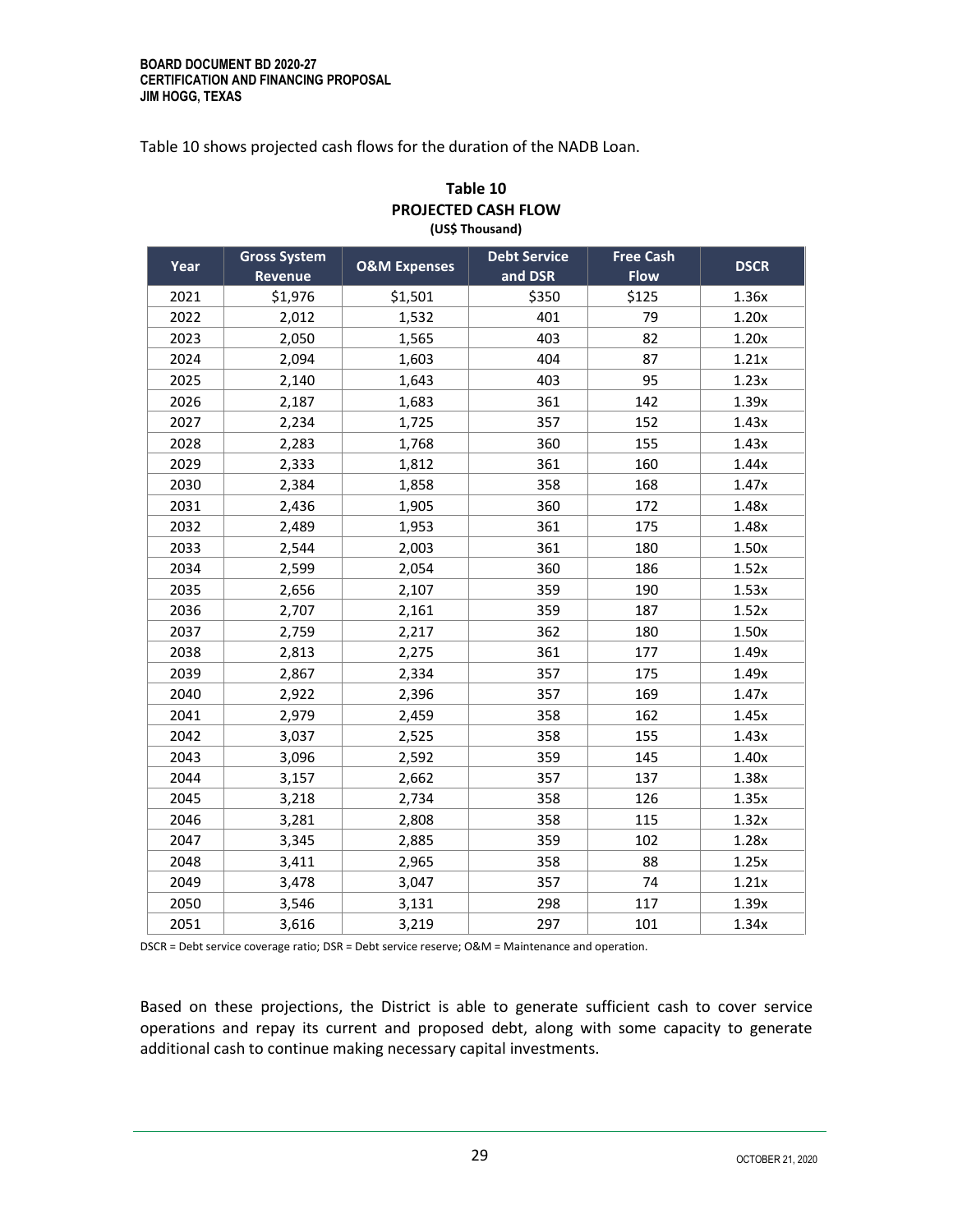Table 10 shows projected cash flows for the duration of the NADB Loan.

**Table 10**
**PROJECTED CASH FLOW**
**(US$ Thousand)**

| Year | Gross System Revenue | O&M Expenses | Debt Service and DSR | Free Cash Flow | DSCR |
|---|---|---|---|---|---|
| 2021 | $1,976 | $1,501 | $350 | $125 | 1.36x |
| 2022 | 2,012 | 1,532 | 401 | 79 | 1.20x |
| 2023 | 2,050 | 1,565 | 403 | 82 | 1.20x |
| 2024 | 2,094 | 1,603 | 404 | 87 | 1.21x |
| 2025 | 2,140 | 1,643 | 403 | 95 | 1.23x |
| 2026 | 2,187 | 1,683 | 361 | 142 | 1.39x |
| 2027 | 2,234 | 1,725 | 357 | 152 | 1.43x |
| 2028 | 2,283 | 1,768 | 360 | 155 | 1.43x |
| 2029 | 2,333 | 1,812 | 361 | 160 | 1.44x |
| 2030 | 2,384 | 1,858 | 358 | 168 | 1.47x |
| 2031 | 2,436 | 1,905 | 360 | 172 | 1.48x |
| 2032 | 2,489 | 1,953 | 361 | 175 | 1.48x |
| 2033 | 2,544 | 2,003 | 361 | 180 | 1.50x |
| 2034 | 2,599 | 2,054 | 360 | 186 | 1.52x |
| 2035 | 2,656 | 2,107 | 359 | 190 | 1.53x |
| 2036 | 2,707 | 2,161 | 359 | 187 | 1.52x |
| 2037 | 2,759 | 2,217 | 362 | 180 | 1.50x |
| 2038 | 2,813 | 2,275 | 361 | 177 | 1.49x |
| 2039 | 2,867 | 2,334 | 357 | 175 | 1.49x |
| 2040 | 2,922 | 2,396 | 357 | 169 | 1.47x |
| 2041 | 2,979 | 2,459 | 358 | 162 | 1.45x |
| 2042 | 3,037 | 2,525 | 358 | 155 | 1.43x |
| 2043 | 3,096 | 2,592 | 359 | 145 | 1.40x |
| 2044 | 3,157 | 2,662 | 357 | 137 | 1.38x |
| 2045 | 3,218 | 2,734 | 358 | 126 | 1.35x |
| 2046 | 3,281 | 2,808 | 358 | 115 | 1.32x |
| 2047 | 3,345 | 2,885 | 359 | 102 | 1.28x |
| 2048 | 3,411 | 2,965 | 358 | 88 | 1.25x |
| 2049 | 3,478 | 3,047 | 357 | 74 | 1.21x |
| 2050 | 3,546 | 3,131 | 298 | 117 | 1.39x |
| 2051 | 3,616 | 3,219 | 297 | 101 | 1.34x |

DSCR = Debt service coverage ratio; DSR = Debt service reserve; O&M = Maintenance and operation.

Based on these projections, the District is able to generate sufficient cash to cover service operations and repay its current and proposed debt, along with some capacity to generate additional cash to continue making necessary capital investments.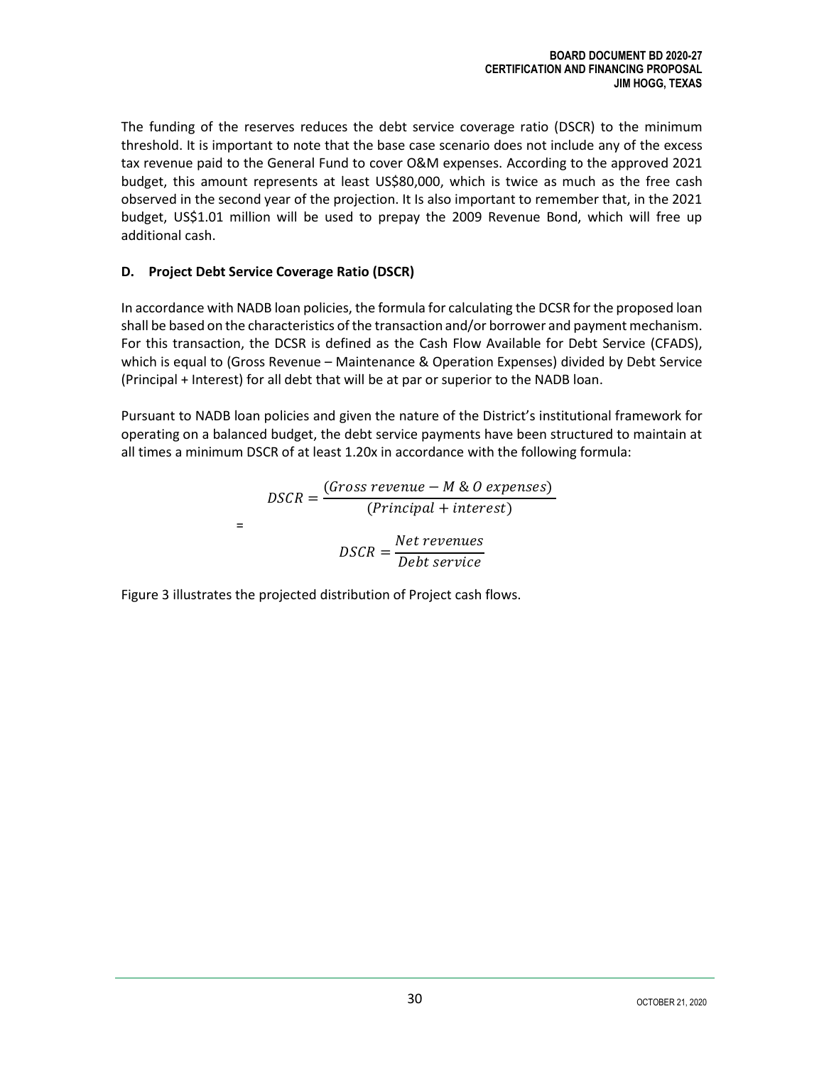The funding of the reserves reduces the debt service coverage ratio (DSCR) to the minimum threshold. It is important to note that the base case scenario does not include any of the excess tax revenue paid to the General Fund to cover O&M expenses. According to the approved 2021 budget, this amount represents at least US$80,000, which is twice as much as the free cash observed in the second year of the projection. It Is also important to remember that, in the 2021 budget, US$1.01 million will be used to prepay the 2009 Revenue Bond, which will free up additional cash.

### D. Project Debt Service Coverage Ratio (DSCR)

In accordance with NADB loan policies, the formula for calculating the DCSR for the proposed loan shall be based on the characteristics of the transaction and/or borrower and payment mechanism. For this transaction, the DCSR is defined as the Cash Flow Available for Debt Service (CFADS), which is equal to (Gross Revenue – Maintenance & Operation Expenses) divided by Debt Service (Principal + Interest) for all debt that will be at par or superior to the NADB loan.

Pursuant to NADB loan policies and given the nature of the District's institutional framework for operating on a balanced budget, the debt service payments have been structured to maintain at all times a minimum DSCR of at least 1.20x in accordance with the following formula:

$$DSCR = \frac{(Gross\ revenue - M\ \&\ O\ expenses)}{(Principal + interest)}$$

=

$$DSCR = \frac{Net\ revenues}{Debt\ service}$$

Figure 3 illustrates the projected distribution of Project cash flows.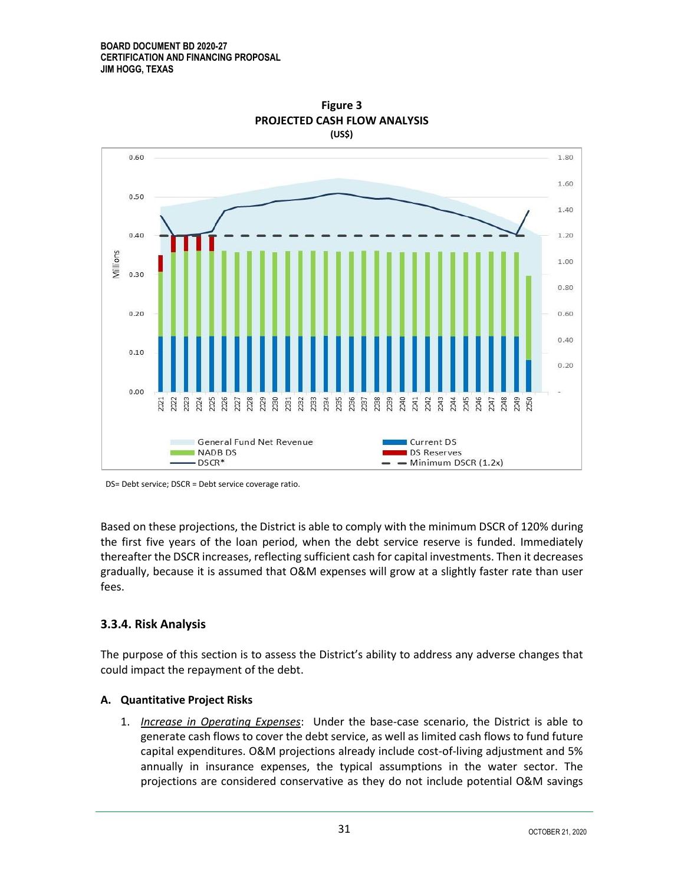**Figure 3**
**PROJECTED CASH FLOW ANALYSIS**
**(US$)**

DS= Debt service; DSCR = Debt service coverage ratio.

Based on these projections, the District is able to comply with the minimum DSCR of 120% during the first five years of the loan period, when the debt service reserve is funded. Immediately thereafter the DSCR increases, reflecting sufficient cash for capital investments. Then it decreases gradually, because it is assumed that O&M expenses will grow at a slightly faster rate than user fees.

### 3.3.4. Risk Analysis

The purpose of this section is to assess the District's ability to address any adverse changes that could impact the repayment of the debt.

#### A. Quantitative Project Risks

1. *Increase in Operating Expenses*: Under the base-case scenario, the District is able to generate cash flows to cover the debt service, as well as limited cash flows to fund future capital expenditures. O&M projections already include cost-of-living adjustment and 5% annually in insurance expenses, the typical assumptions in the water sector. The projections are considered conservative as they do not include potential O&M savings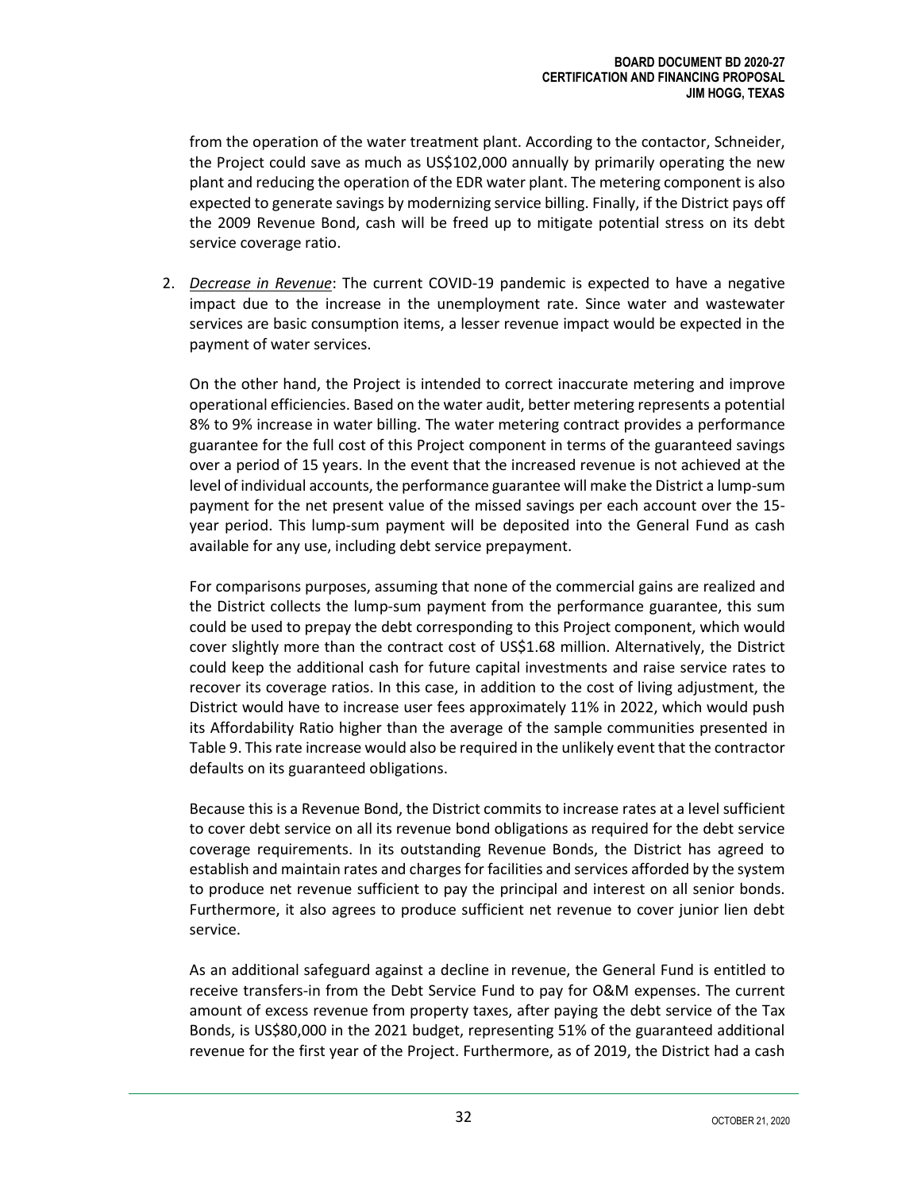from the operation of the water treatment plant. According to the contactor, Schneider, the Project could save as much as US$102,000 annually by primarily operating the new plant and reducing the operation of the EDR water plant. The metering component is also expected to generate savings by modernizing service billing. Finally, if the District pays off the 2009 Revenue Bond, cash will be freed up to mitigate potential stress on its debt service coverage ratio.

2. *__Decrease in Revenue__*: The current COVID-19 pandemic is expected to have a negative impact due to the increase in the unemployment rate. Since water and wastewater services are basic consumption items, a lesser revenue impact would be expected in the payment of water services.

   On the other hand, the Project is intended to correct inaccurate metering and improve operational efficiencies. Based on the water audit, better metering represents a potential 8% to 9% increase in water billing. The water metering contract provides a performance guarantee for the full cost of this Project component in terms of the guaranteed savings over a period of 15 years. In the event that the increased revenue is not achieved at the level of individual accounts, the performance guarantee will make the District a lump-sum payment for the net present value of the missed savings per each account over the 15-year period. This lump-sum payment will be deposited into the General Fund as cash available for any use, including debt service prepayment.

   For comparisons purposes, assuming that none of the commercial gains are realized and the District collects the lump-sum payment from the performance guarantee, this sum could be used to prepay the debt corresponding to this Project component, which would cover slightly more than the contract cost of US$1.68 million. Alternatively, the District could keep the additional cash for future capital investments and raise service rates to recover its coverage ratios. In this case, in addition to the cost of living adjustment, the District would have to increase user fees approximately 11% in 2022, which would push its Affordability Ratio higher than the average of the sample communities presented in Table 9. This rate increase would also be required in the unlikely event that the contractor defaults on its guaranteed obligations.

   Because this is a Revenue Bond, the District commits to increase rates at a level sufficient to cover debt service on all its revenue bond obligations as required for the debt service coverage requirements. In its outstanding Revenue Bonds, the District has agreed to establish and maintain rates and charges for facilities and services afforded by the system to produce net revenue sufficient to pay the principal and interest on all senior bonds. Furthermore, it also agrees to produce sufficient net revenue to cover junior lien debt service.

   As an additional safeguard against a decline in revenue, the General Fund is entitled to receive transfers-in from the Debt Service Fund to pay for O&M expenses. The current amount of excess revenue from property taxes, after paying the debt service of the Tax Bonds, is US$80,000 in the 2021 budget, representing 51% of the guaranteed additional revenue for the first year of the Project. Furthermore, as of 2019, the District had a cash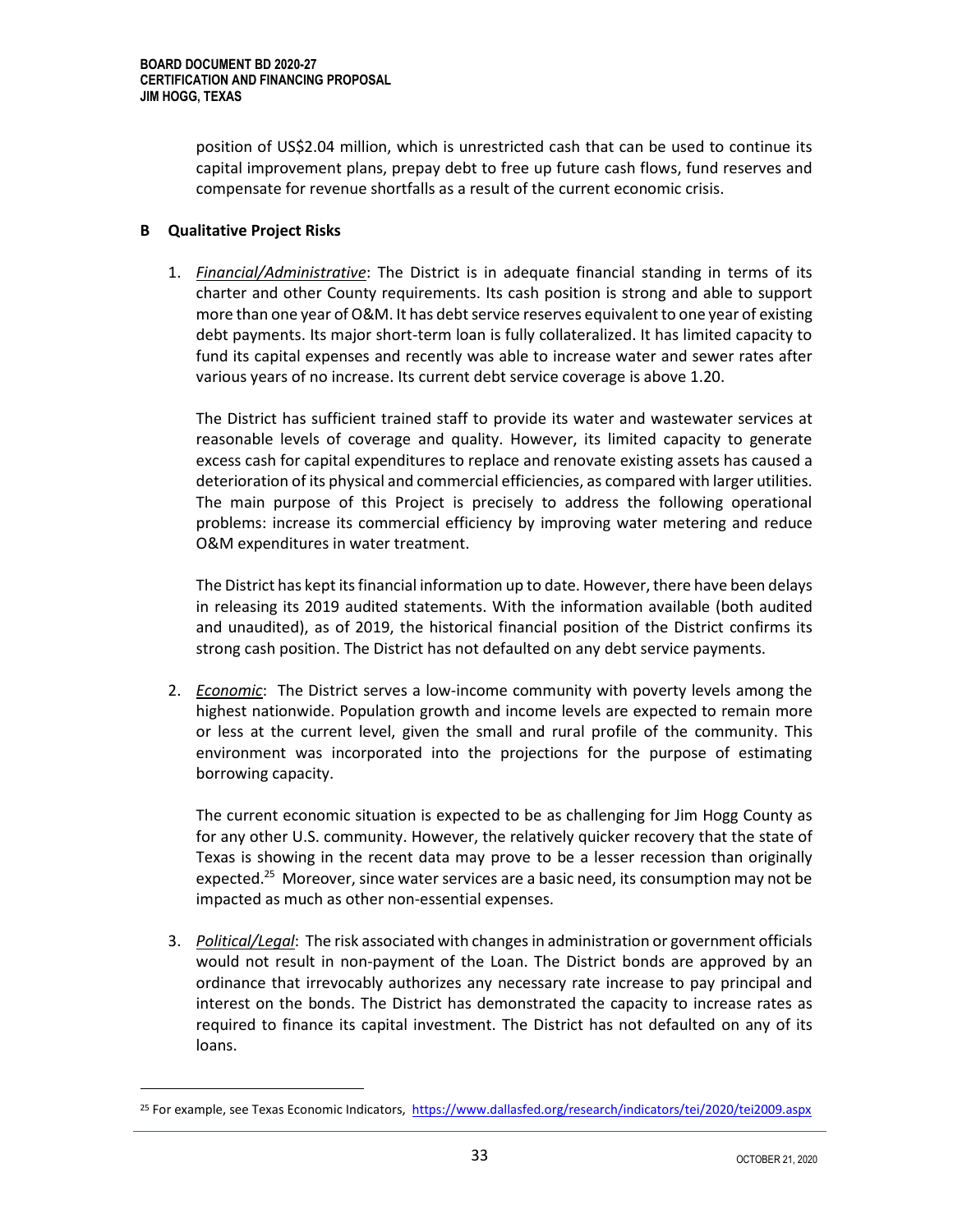position of US$2.04 million, which is unrestricted cash that can be used to continue its capital improvement plans, prepay debt to free up future cash flows, fund reserves and compensate for revenue shortfalls as a result of the current economic crisis.

## B Qualitative Project Risks

1. *Financial/Administrative*: The District is in adequate financial standing in terms of its charter and other County requirements. Its cash position is strong and able to support more than one year of O&M. It has debt service reserves equivalent to one year of existing debt payments. Its major short-term loan is fully collateralized. It has limited capacity to fund its capital expenses and recently was able to increase water and sewer rates after various years of no increase. Its current debt service coverage is above 1.20.

   The District has sufficient trained staff to provide its water and wastewater services at reasonable levels of coverage and quality. However, its limited capacity to generate excess cash for capital expenditures to replace and renovate existing assets has caused a deterioration of its physical and commercial efficiencies, as compared with larger utilities. The main purpose of this Project is precisely to address the following operational problems: increase its commercial efficiency by improving water metering and reduce O&M expenditures in water treatment.

   The District has kept its financial information up to date. However, there have been delays in releasing its 2019 audited statements. With the information available (both audited and unaudited), as of 2019, the historical financial position of the District confirms its strong cash position. The District has not defaulted on any debt service payments.

2. *Economic*: The District serves a low-income community with poverty levels among the highest nationwide. Population growth and income levels are expected to remain more or less at the current level, given the small and rural profile of the community. This environment was incorporated into the projections for the purpose of estimating borrowing capacity.

   The current economic situation is expected to be as challenging for Jim Hogg County as for any other U.S. community. However, the relatively quicker recovery that the state of Texas is showing in the recent data may prove to be a lesser recession than originally expected.[25] Moreover, since water services are a basic need, its consumption may not be impacted as much as other non-essential expenses.

3. *Political/Legal*: The risk associated with changes in administration or government officials would not result in non-payment of the Loan. The District bonds are approved by an ordinance that irrevocably authorizes any necessary rate increase to pay principal and interest on the bonds. The District has demonstrated the capacity to increase rates as required to finance its capital investment. The District has not defaulted on any of its loans.

---

[25] For example, see Texas Economic Indicators, https://www.dallasfed.org/research/indicators/tei/2020/tei2009.aspx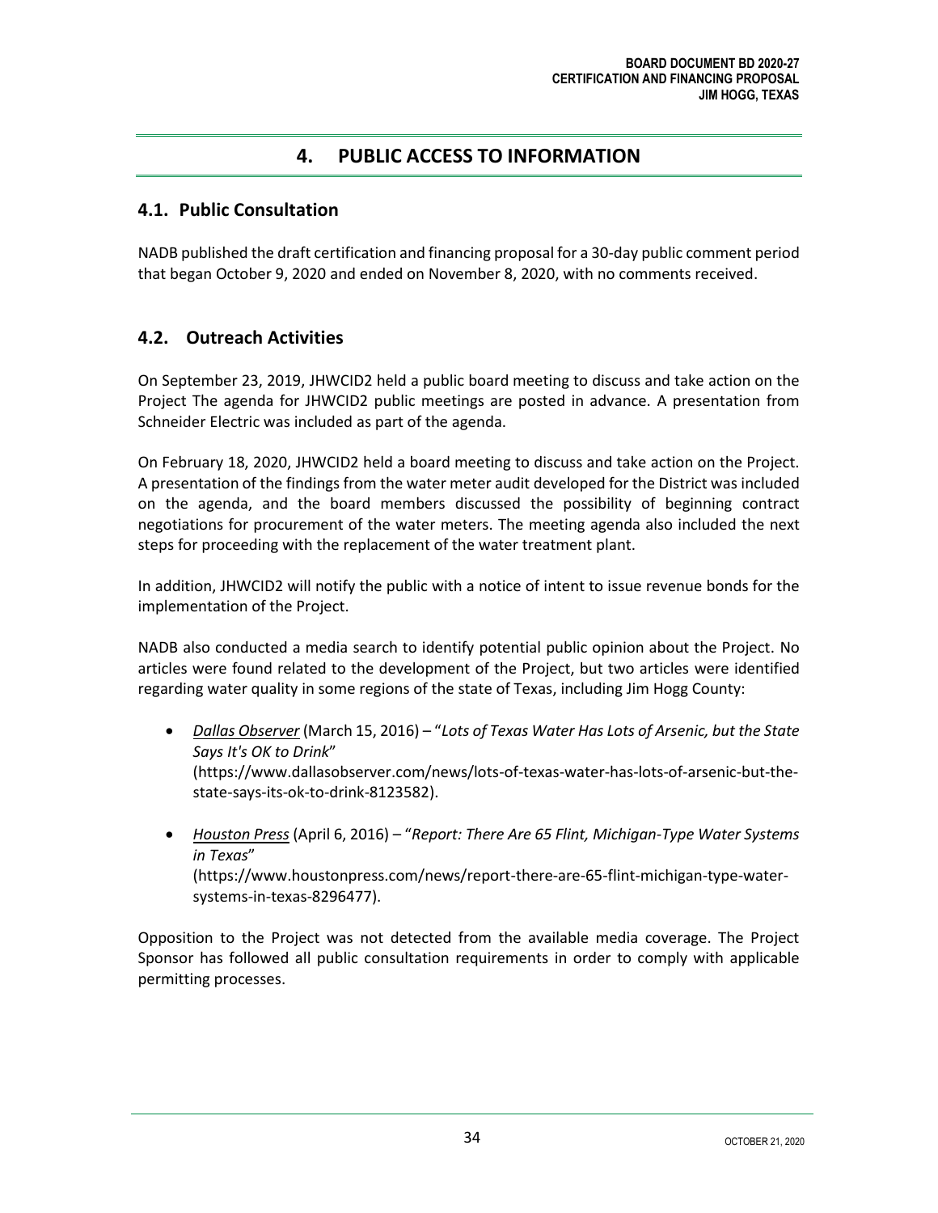# 4. PUBLIC ACCESS TO INFORMATION

## 4.1. Public Consultation

NADB published the draft certification and financing proposal for a 30-day public comment period that began October 9, 2020 and ended on November 8, 2020, with no comments received.

## 4.2. Outreach Activities

On September 23, 2019, JHWCID2 held a public board meeting to discuss and take action on the Project The agenda for JHWCID2 public meetings are posted in advance. A presentation from Schneider Electric was included as part of the agenda.

On February 18, 2020, JHWCID2 held a board meeting to discuss and take action on the Project. A presentation of the findings from the water meter audit developed for the District was included on the agenda, and the board members discussed the possibility of beginning contract negotiations for procurement of the water meters. The meeting agenda also included the next steps for proceeding with the replacement of the water treatment plant.

In addition, JHWCID2 will notify the public with a notice of intent to issue revenue bonds for the implementation of the Project.

NADB also conducted a media search to identify potential public opinion about the Project. No articles were found related to the development of the Project, but two articles were identified regarding water quality in some regions of the state of Texas, including Jim Hogg County:

- *Dallas Observer* (March 15, 2016) – "*Lots of Texas Water Has Lots of Arsenic, but the State Says It's OK to Drink*" (https://www.dallasobserver.com/news/lots-of-texas-water-has-lots-of-arsenic-but-the-state-says-its-ok-to-drink-8123582).
- *Houston Press* (April 6, 2016) – "*Report: There Are 65 Flint, Michigan-Type Water Systems in Texas*" (https://www.houstonpress.com/news/report-there-are-65-flint-michigan-type-water-systems-in-texas-8296477).

Opposition to the Project was not detected from the available media coverage. The Project Sponsor has followed all public consultation requirements in order to comply with applicable permitting processes.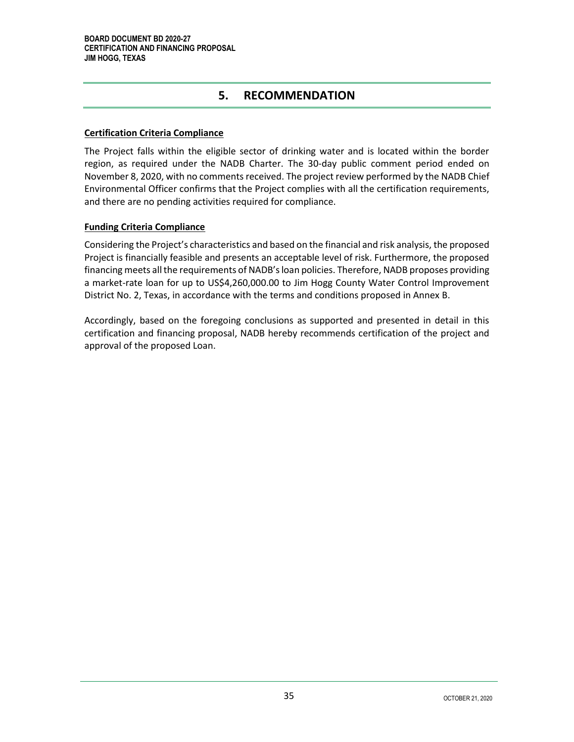# 5. RECOMMENDATION

**Certification Criteria Compliance**

The Project falls within the eligible sector of drinking water and is located within the border region, as required under the NADB Charter. The 30-day public comment period ended on November 8, 2020, with no comments received. The project review performed by the NADB Chief Environmental Officer confirms that the Project complies with all the certification requirements, and there are no pending activities required for compliance.

**Funding Criteria Compliance**

Considering the Project's characteristics and based on the financial and risk analysis, the proposed Project is financially feasible and presents an acceptable level of risk. Furthermore, the proposed financing meets all the requirements of NADB's loan policies. Therefore, NADB proposes providing a market-rate loan for up to US$4,260,000.00 to Jim Hogg County Water Control Improvement District No. 2, Texas, in accordance with the terms and conditions proposed in Annex B.

Accordingly, based on the foregoing conclusions as supported and presented in detail in this certification and financing proposal, NADB hereby recommends certification of the project and approval of the proposed Loan.